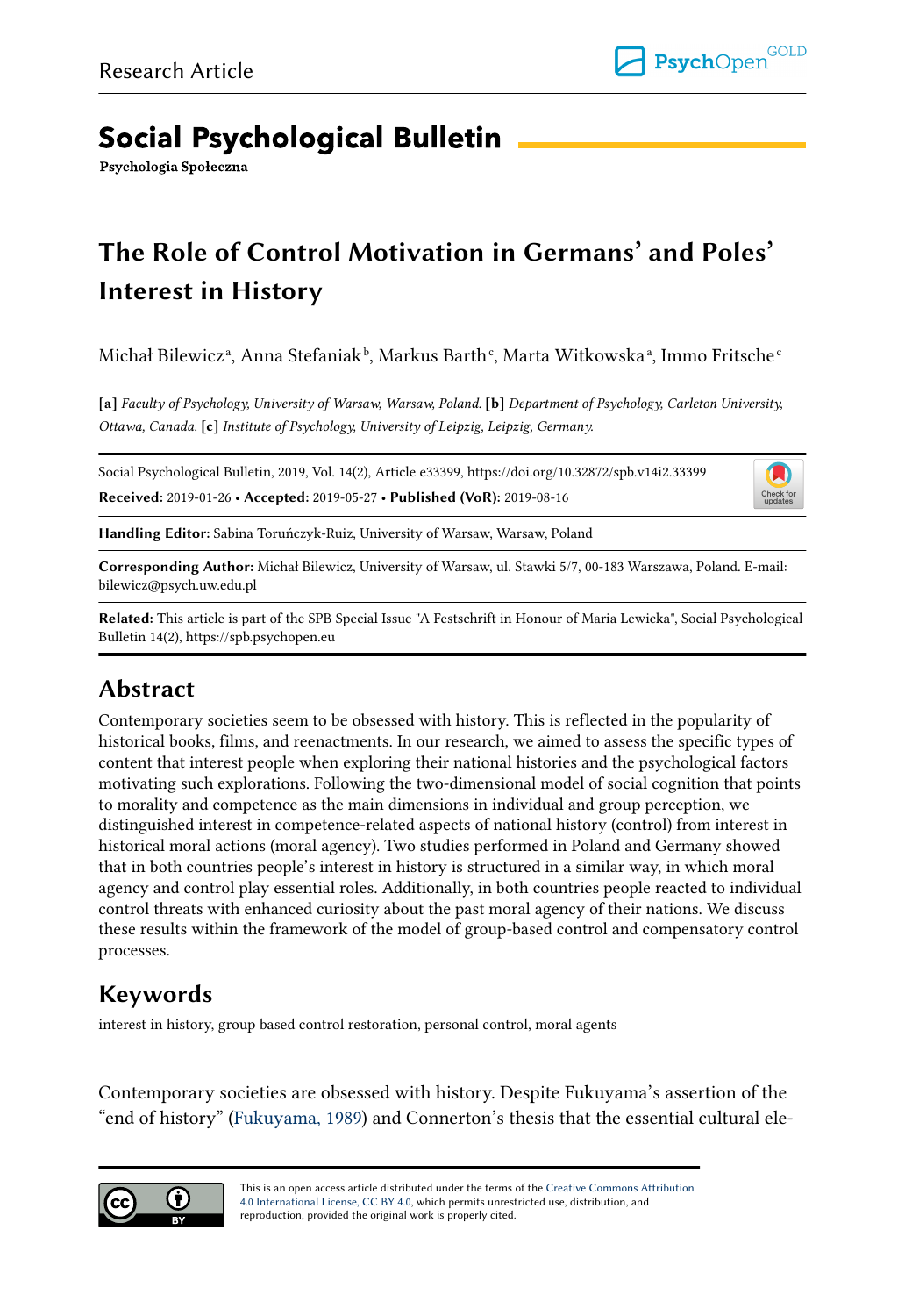Research Article

# Social Psychological Bulletin

**Psychologia Społeczna**

## The Role of Control Motivation in Germans' and Poles' Interest in History

Michał Bilewicz[a], Anna Stefaniak[b], Markus Barth[c], Marta Witkowska[a], Immo Fritsche[c]

**[a]** *Faculty of Psychology, University of Warsaw, Warsaw, Poland.* **[b]** *Department of Psychology, Carleton University, Ottawa, Canada.* **[c]** *Institute of Psychology, University of Leipzig, Leipzig, Germany.*

Social Psychological Bulletin, 2019, Vol. 14(2), Article e33399, https://doi.org/10.32872/spb.v14i2.33399

**Received:** 2019-01-26 • **Accepted:** 2019-05-27 • **Published (VoR):** 2019-08-16

**Handling Editor:** Sabina Toruńczyk-Ruiz, University of Warsaw, Warsaw, Poland

**Corresponding Author:** Michał Bilewicz, University of Warsaw, ul. Stawki 5/7, 00-183 Warszawa, Poland. E-mail: bilewicz@psych.uw.edu.pl

**Related:** This article is part of the SPB Special Issue "A Festschrift in Honour of Maria Lewicka", Social Psychological Bulletin 14(2), https://spb.psychopen.eu

## Abstract

Contemporary societies seem to be obsessed with history. This is reflected in the popularity of historical books, films, and reenactments. In our research, we aimed to assess the specific types of content that interest people when exploring their national histories and the psychological factors motivating such explorations. Following the two-dimensional model of social cognition that points to morality and competence as the main dimensions in individual and group perception, we distinguished interest in competence-related aspects of national history (control) from interest in historical moral actions (moral agency). Two studies performed in Poland and Germany showed that in both countries people's interest in history is structured in a similar way, in which moral agency and control play essential roles. Additionally, in both countries people reacted to individual control threats with enhanced curiosity about the past moral agency of their nations. We discuss these results within the framework of the model of group-based control and compensatory control processes.

## Keywords

interest in history, group based control restoration, personal control, moral agents

Contemporary societies are obsessed with history. Despite Fukuyama's assertion of the "end of history" (Fukuyama, 1989) and Connerton's thesis that the essential cultural ele-

This is an open access article distributed under the terms of the Creative Commons Attribution 4.0 International License, CC BY 4.0, which permits unrestricted use, distribution, and reproduction, provided the original work is properly cited.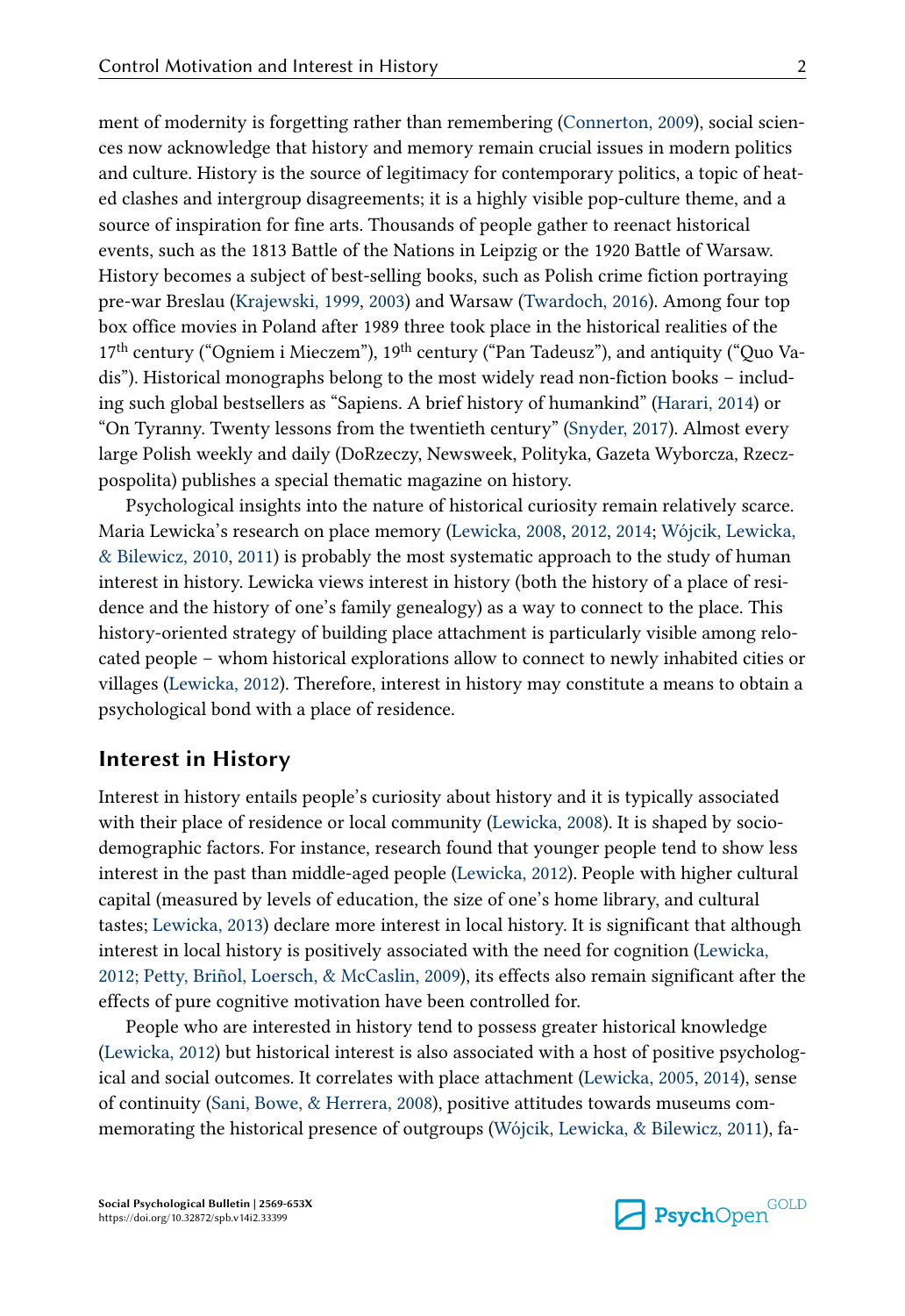ment of modernity is forgetting rather than remembering (Connerton, 2009), social sciences now acknowledge that history and memory remain crucial issues in modern politics and culture. History is the source of legitimacy for contemporary politics, a topic of heated clashes and intergroup disagreements; it is a highly visible pop-culture theme, and a source of inspiration for fine arts. Thousands of people gather to reenact historical events, such as the 1813 Battle of the Nations in Leipzig or the 1920 Battle of Warsaw. History becomes a subject of best-selling books, such as Polish crime fiction portraying pre-war Breslau (Krajewski, 1999, 2003) and Warsaw (Twardoch, 2016). Among four top box office movies in Poland after 1989 three took place in the historical realities of the 17th century ("Ogniem i Mieczem"), 19th century ("Pan Tadeusz"), and antiquity ("Quo Vadis"). Historical monographs belong to the most widely read non-fiction books – including such global bestsellers as "Sapiens. A brief history of humankind" (Harari, 2014) or "On Tyranny. Twenty lessons from the twentieth century" (Snyder, 2017). Almost every large Polish weekly and daily (DoRzeczy, Newsweek, Polityka, Gazeta Wyborcza, Rzeczpospolita) publishes a special thematic magazine on history.

Psychological insights into the nature of historical curiosity remain relatively scarce. Maria Lewicka's research on place memory (Lewicka, 2008, 2012, 2014; Wójcik, Lewicka, & Bilewicz, 2010, 2011) is probably the most systematic approach to the study of human interest in history. Lewicka views interest in history (both the history of a place of residence and the history of one's family genealogy) as a way to connect to the place. This history-oriented strategy of building place attachment is particularly visible among relocated people – whom historical explorations allow to connect to newly inhabited cities or villages (Lewicka, 2012). Therefore, interest in history may constitute a means to obtain a psychological bond with a place of residence.

## Interest in History

Interest in history entails people's curiosity about history and it is typically associated with their place of residence or local community (Lewicka, 2008). It is shaped by sociodemographic factors. For instance, research found that younger people tend to show less interest in the past than middle-aged people (Lewicka, 2012). People with higher cultural capital (measured by levels of education, the size of one's home library, and cultural tastes; Lewicka, 2013) declare more interest in local history. It is significant that although interest in local history is positively associated with the need for cognition (Lewicka, 2012; Petty, Briñol, Loersch, & McCaslin, 2009), its effects also remain significant after the effects of pure cognitive motivation have been controlled for.

People who are interested in history tend to possess greater historical knowledge (Lewicka, 2012) but historical interest is also associated with a host of positive psychological and social outcomes. It correlates with place attachment (Lewicka, 2005, 2014), sense of continuity (Sani, Bowe, & Herrera, 2008), positive attitudes towards museums commemorating the historical presence of outgroups (Wójcik, Lewicka, & Bilewicz, 2011), fa-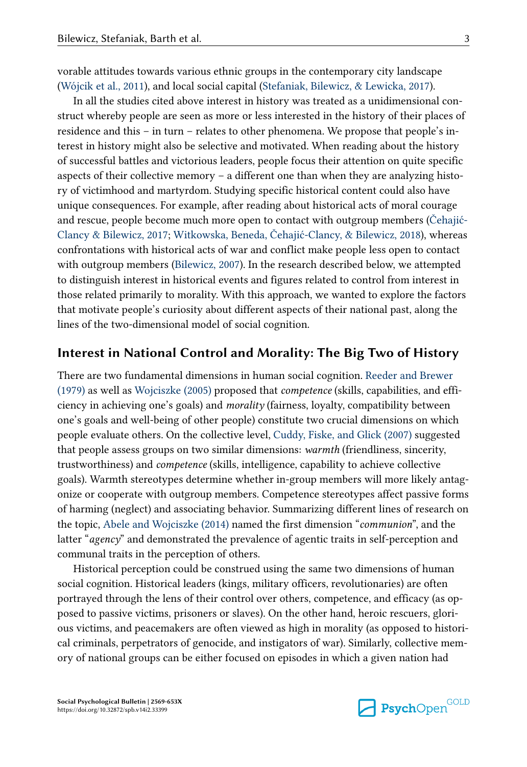vorable attitudes towards various ethnic groups in the contemporary city landscape (Wójcik et al., 2011), and local social capital (Stefaniak, Bilewicz, & Lewicka, 2017).

In all the studies cited above interest in history was treated as a unidimensional construct whereby people are seen as more or less interested in the history of their places of residence and this – in turn – relates to other phenomena. We propose that people's interest in history might also be selective and motivated. When reading about the history of successful battles and victorious leaders, people focus their attention on quite specific aspects of their collective memory – a different one than when they are analyzing history of victimhood and martyrdom. Studying specific historical content could also have unique consequences. For example, after reading about historical acts of moral courage and rescue, people become much more open to contact with outgroup members (Čehajić-Clancy & Bilewicz, 2017; Witkowska, Beneda, Čehajić-Clancy, & Bilewicz, 2018), whereas confrontations with historical acts of war and conflict make people less open to contact with outgroup members (Bilewicz, 2007). In the research described below, we attempted to distinguish interest in historical events and figures related to control from interest in those related primarily to morality. With this approach, we wanted to explore the factors that motivate people's curiosity about different aspects of their national past, along the lines of the two-dimensional model of social cognition.

## Interest in National Control and Morality: The Big Two of History

There are two fundamental dimensions in human social cognition. Reeder and Brewer (1979) as well as Wojciszke (2005) proposed that *competence* (skills, capabilities, and efficiency in achieving one's goals) and *morality* (fairness, loyalty, compatibility between one's goals and well-being of other people) constitute two crucial dimensions on which people evaluate others. On the collective level, Cuddy, Fiske, and Glick (2007) suggested that people assess groups on two similar dimensions: *warmth* (friendliness, sincerity, trustworthiness) and *competence* (skills, intelligence, capability to achieve collective goals). Warmth stereotypes determine whether in-group members will more likely antagonize or cooperate with outgroup members. Competence stereotypes affect passive forms of harming (neglect) and associating behavior. Summarizing different lines of research on the topic, Abele and Wojciszke (2014) named the first dimension "*communion*", and the latter "*agency*" and demonstrated the prevalence of agentic traits in self-perception and communal traits in the perception of others.

Historical perception could be construed using the same two dimensions of human social cognition. Historical leaders (kings, military officers, revolutionaries) are often portrayed through the lens of their control over others, competence, and efficacy (as opposed to passive victims, prisoners or slaves). On the other hand, heroic rescuers, glorious victims, and peacemakers are often viewed as high in morality (as opposed to historical criminals, perpetrators of genocide, and instigators of war). Similarly, collective memory of national groups can be either focused on episodes in which a given nation had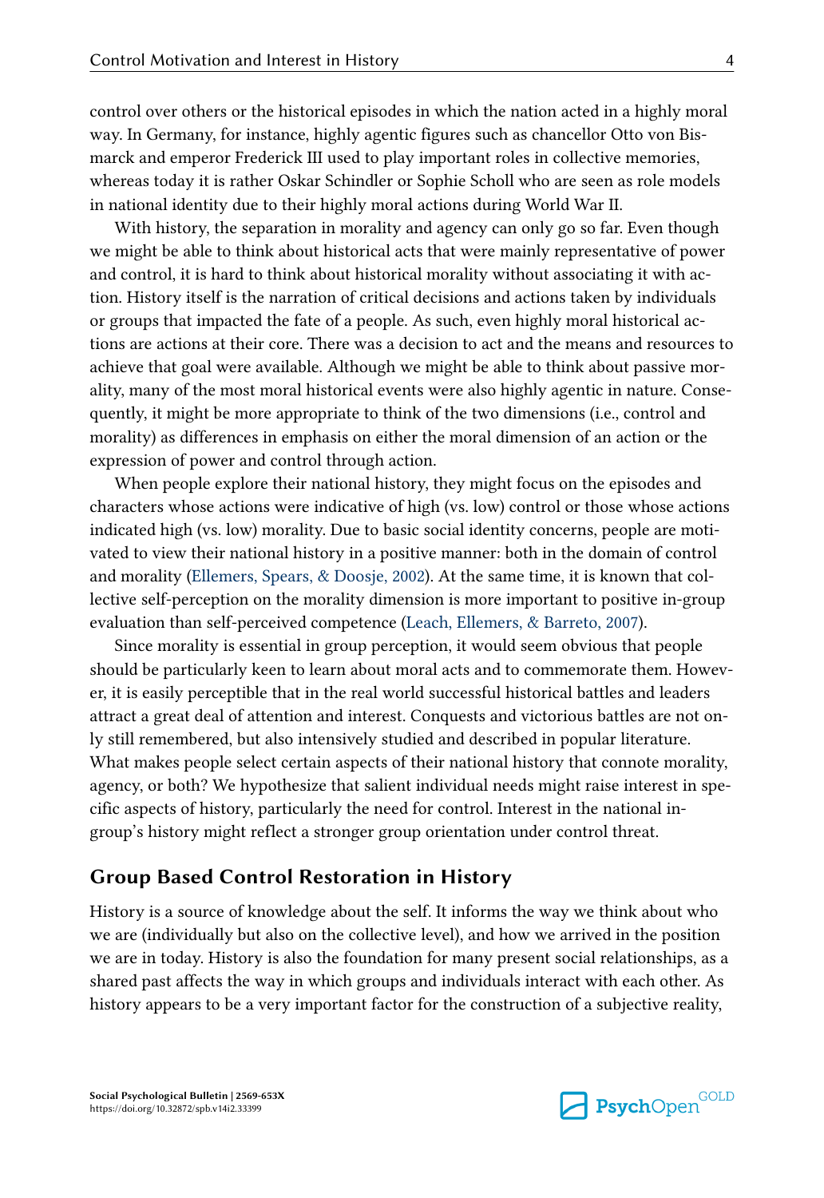control over others or the historical episodes in which the nation acted in a highly moral way. In Germany, for instance, highly agentic figures such as chancellor Otto von Bismarck and emperor Frederick III used to play important roles in collective memories, whereas today it is rather Oskar Schindler or Sophie Scholl who are seen as role models in national identity due to their highly moral actions during World War II.

With history, the separation in morality and agency can only go so far. Even though we might be able to think about historical acts that were mainly representative of power and control, it is hard to think about historical morality without associating it with action. History itself is the narration of critical decisions and actions taken by individuals or groups that impacted the fate of a people. As such, even highly moral historical actions are actions at their core. There was a decision to act and the means and resources to achieve that goal were available. Although we might be able to think about passive morality, many of the most moral historical events were also highly agentic in nature. Consequently, it might be more appropriate to think of the two dimensions (i.e., control and morality) as differences in emphasis on either the moral dimension of an action or the expression of power and control through action.

When people explore their national history, they might focus on the episodes and characters whose actions were indicative of high (vs. low) control or those whose actions indicated high (vs. low) morality. Due to basic social identity concerns, people are motivated to view their national history in a positive manner: both in the domain of control and morality (Ellemers, Spears, & Doosje, 2002). At the same time, it is known that collective self-perception on the morality dimension is more important to positive in-group evaluation than self-perceived competence (Leach, Ellemers, & Barreto, 2007).

Since morality is essential in group perception, it would seem obvious that people should be particularly keen to learn about moral acts and to commemorate them. However, it is easily perceptible that in the real world successful historical battles and leaders attract a great deal of attention and interest. Conquests and victorious battles are not only still remembered, but also intensively studied and described in popular literature. What makes people select certain aspects of their national history that connote morality, agency, or both? We hypothesize that salient individual needs might raise interest in specific aspects of history, particularly the need for control. Interest in the national in-group's history might reflect a stronger group orientation under control threat.

## Group Based Control Restoration in History

History is a source of knowledge about the self. It informs the way we think about who we are (individually but also on the collective level), and how we arrived in the position we are in today. History is also the foundation for many present social relationships, as a shared past affects the way in which groups and individuals interact with each other. As history appears to be a very important factor for the construction of a subjective reality,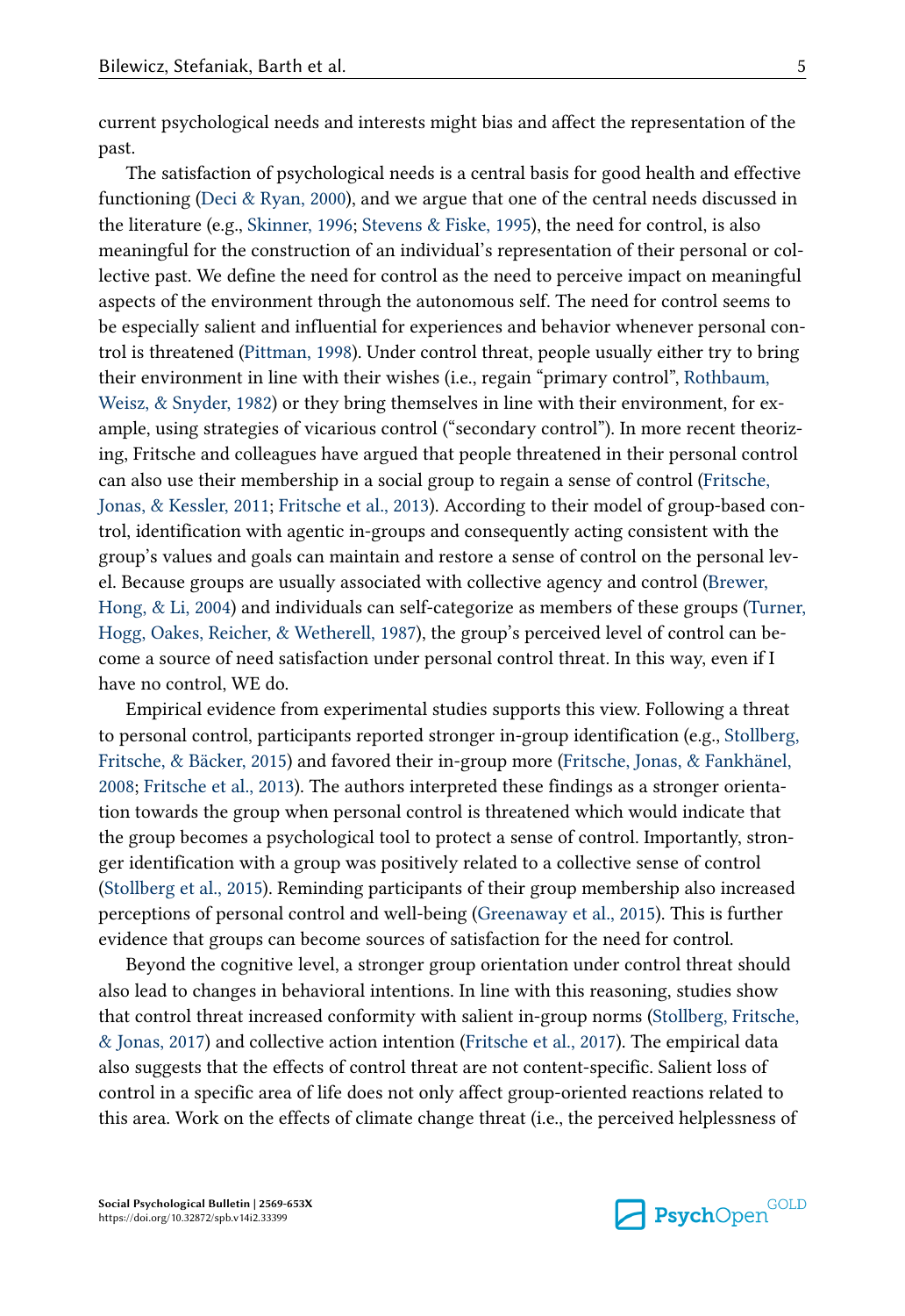current psychological needs and interests might bias and affect the representation of the past.

The satisfaction of psychological needs is a central basis for good health and effective functioning (Deci & Ryan, 2000), and we argue that one of the central needs discussed in the literature (e.g., Skinner, 1996; Stevens & Fiske, 1995), the need for control, is also meaningful for the construction of an individual's representation of their personal or collective past. We define the need for control as the need to perceive impact on meaningful aspects of the environment through the autonomous self. The need for control seems to be especially salient and influential for experiences and behavior whenever personal control is threatened (Pittman, 1998). Under control threat, people usually either try to bring their environment in line with their wishes (i.e., regain "primary control", Rothbaum, Weisz, & Snyder, 1982) or they bring themselves in line with their environment, for example, using strategies of vicarious control ("secondary control"). In more recent theorizing, Fritsche and colleagues have argued that people threatened in their personal control can also use their membership in a social group to regain a sense of control (Fritsche, Jonas, & Kessler, 2011; Fritsche et al., 2013). According to their model of group-based control, identification with agentic in-groups and consequently acting consistent with the group's values and goals can maintain and restore a sense of control on the personal level. Because groups are usually associated with collective agency and control (Brewer, Hong, & Li, 2004) and individuals can self-categorize as members of these groups (Turner, Hogg, Oakes, Reicher, & Wetherell, 1987), the group's perceived level of control can become a source of need satisfaction under personal control threat. In this way, even if I have no control, WE do.

Empirical evidence from experimental studies supports this view. Following a threat to personal control, participants reported stronger in-group identification (e.g., Stollberg, Fritsche, & Bäcker, 2015) and favored their in-group more (Fritsche, Jonas, & Fankhänel, 2008; Fritsche et al., 2013). The authors interpreted these findings as a stronger orientation towards the group when personal control is threatened which would indicate that the group becomes a psychological tool to protect a sense of control. Importantly, stronger identification with a group was positively related to a collective sense of control (Stollberg et al., 2015). Reminding participants of their group membership also increased perceptions of personal control and well-being (Greenaway et al., 2015). This is further evidence that groups can become sources of satisfaction for the need for control.

Beyond the cognitive level, a stronger group orientation under control threat should also lead to changes in behavioral intentions. In line with this reasoning, studies show that control threat increased conformity with salient in-group norms (Stollberg, Fritsche, & Jonas, 2017) and collective action intention (Fritsche et al., 2017). The empirical data also suggests that the effects of control threat are not content-specific. Salient loss of control in a specific area of life does not only affect group-oriented reactions related to this area. Work on the effects of climate change threat (i.e., the perceived helplessness of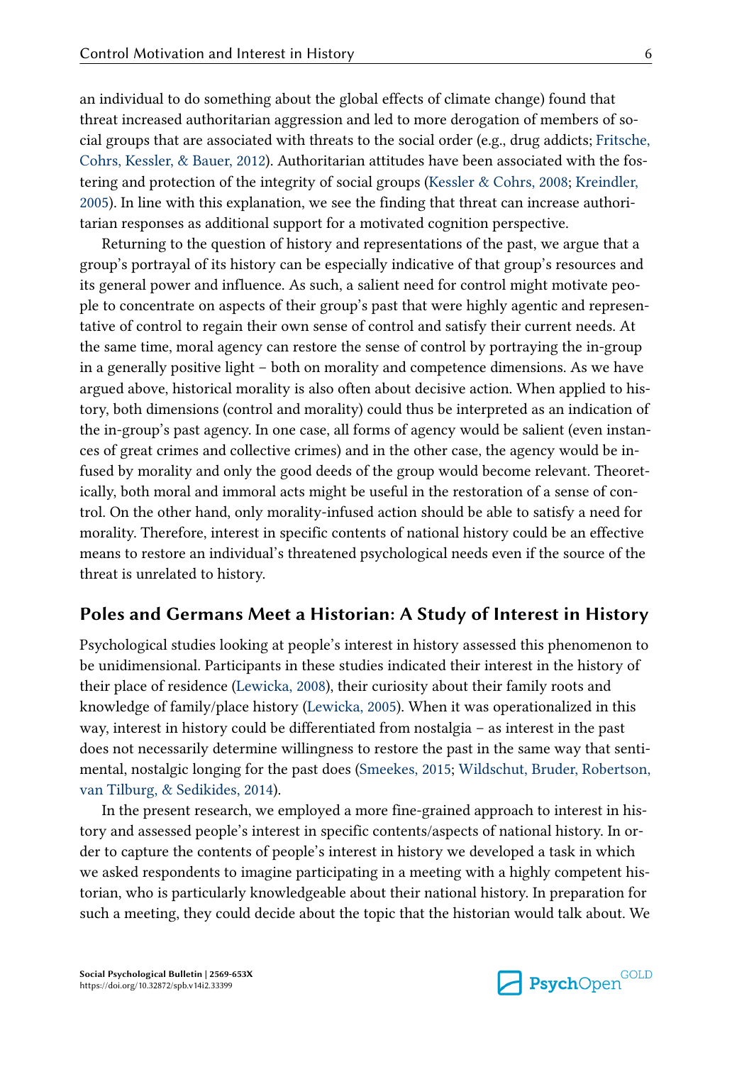an individual to do something about the global effects of climate change) found that threat increased authoritarian aggression and led to more derogation of members of social groups that are associated with threats to the social order (e.g., drug addicts; Fritsche, Cohrs, Kessler, & Bauer, 2012). Authoritarian attitudes have been associated with the fostering and protection of the integrity of social groups (Kessler & Cohrs, 2008; Kreindler, 2005). In line with this explanation, we see the finding that threat can increase authoritarian responses as additional support for a motivated cognition perspective.

Returning to the question of history and representations of the past, we argue that a group's portrayal of its history can be especially indicative of that group's resources and its general power and influence. As such, a salient need for control might motivate people to concentrate on aspects of their group's past that were highly agentic and representative of control to regain their own sense of control and satisfy their current needs. At the same time, moral agency can restore the sense of control by portraying the in-group in a generally positive light – both on morality and competence dimensions. As we have argued above, historical morality is also often about decisive action. When applied to history, both dimensions (control and morality) could thus be interpreted as an indication of the in-group's past agency. In one case, all forms of agency would be salient (even instances of great crimes and collective crimes) and in the other case, the agency would be infused by morality and only the good deeds of the group would become relevant. Theoretically, both moral and immoral acts might be useful in the restoration of a sense of control. On the other hand, only morality-infused action should be able to satisfy a need for morality. Therefore, interest in specific contents of national history could be an effective means to restore an individual's threatened psychological needs even if the source of the threat is unrelated to history.

## Poles and Germans Meet a Historian: A Study of Interest in History

Psychological studies looking at people's interest in history assessed this phenomenon to be unidimensional. Participants in these studies indicated their interest in the history of their place of residence (Lewicka, 2008), their curiosity about their family roots and knowledge of family/place history (Lewicka, 2005). When it was operationalized in this way, interest in history could be differentiated from nostalgia – as interest in the past does not necessarily determine willingness to restore the past in the same way that sentimental, nostalgic longing for the past does (Smeekes, 2015; Wildschut, Bruder, Robertson, van Tilburg, & Sedikides, 2014).

In the present research, we employed a more fine-grained approach to interest in history and assessed people's interest in specific contents/aspects of national history. In order to capture the contents of people's interest in history we developed a task in which we asked respondents to imagine participating in a meeting with a highly competent historian, who is particularly knowledgeable about their national history. In preparation for such a meeting, they could decide about the topic that the historian would talk about. We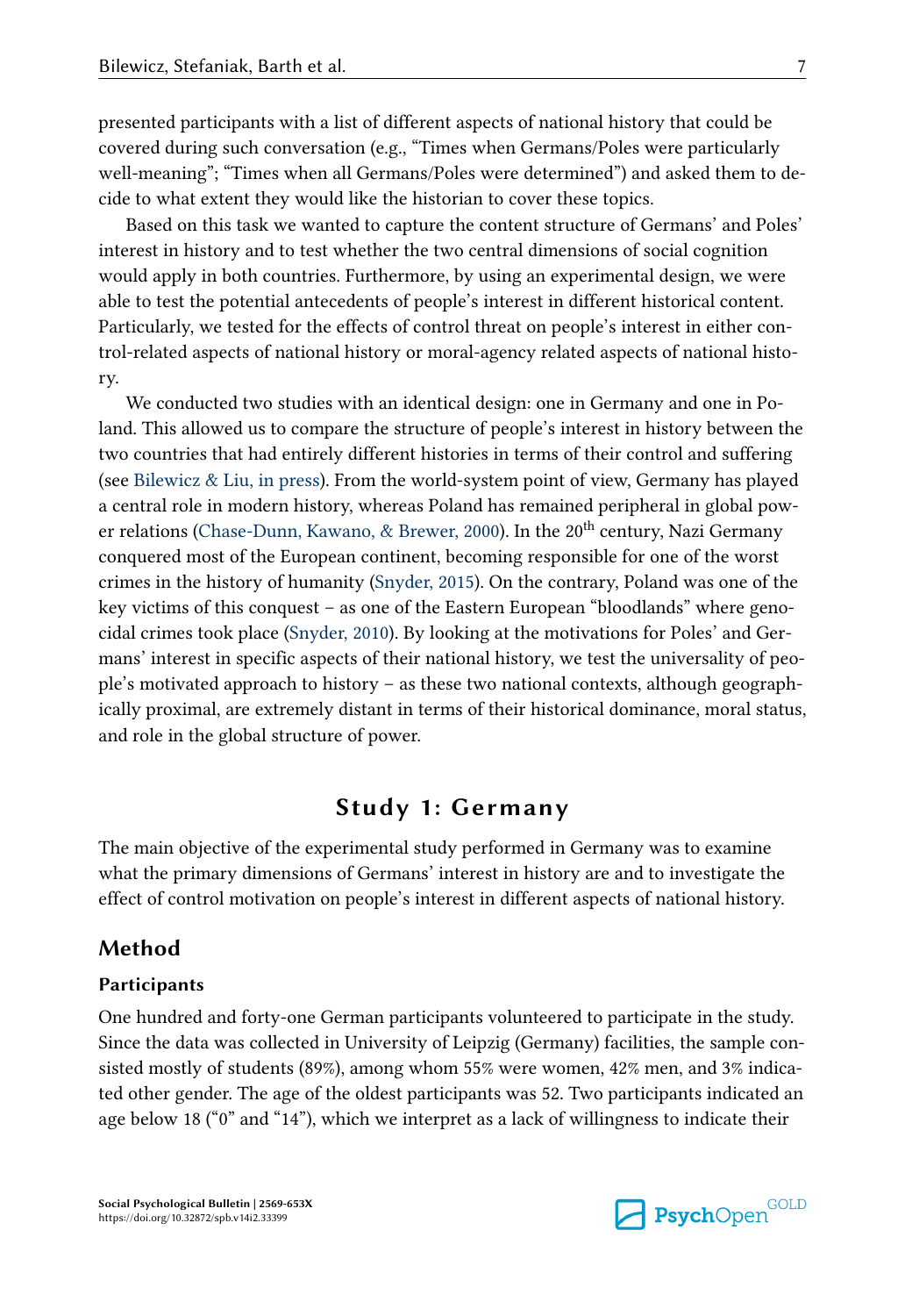presented participants with a list of different aspects of national history that could be covered during such conversation (e.g., "Times when Germans/Poles were particularly well-meaning"; "Times when all Germans/Poles were determined") and asked them to decide to what extent they would like the historian to cover these topics.

Based on this task we wanted to capture the content structure of Germans' and Poles' interest in history and to test whether the two central dimensions of social cognition would apply in both countries. Furthermore, by using an experimental design, we were able to test the potential antecedents of people's interest in different historical content. Particularly, we tested for the effects of control threat on people's interest in either control-related aspects of national history or moral-agency related aspects of national history.

We conducted two studies with an identical design: one in Germany and one in Poland. This allowed us to compare the structure of people's interest in history between the two countries that had entirely different histories in terms of their control and suffering (see Bilewicz & Liu, in press). From the world-system point of view, Germany has played a central role in modern history, whereas Poland has remained peripheral in global power relations (Chase-Dunn, Kawano, & Brewer, 2000). In the 20th century, Nazi Germany conquered most of the European continent, becoming responsible for one of the worst crimes in the history of humanity (Snyder, 2015). On the contrary, Poland was one of the key victims of this conquest – as one of the Eastern European "bloodlands" where genocidal crimes took place (Snyder, 2010). By looking at the motivations for Poles' and Germans' interest in specific aspects of their national history, we test the universality of people's motivated approach to history – as these two national contexts, although geographically proximal, are extremely distant in terms of their historical dominance, moral status, and role in the global structure of power.

## Study 1: Germany

The main objective of the experimental study performed in Germany was to examine what the primary dimensions of Germans' interest in history are and to investigate the effect of control motivation on people's interest in different aspects of national history.

### Method

#### Participants

One hundred and forty-one German participants volunteered to participate in the study. Since the data was collected in University of Leipzig (Germany) facilities, the sample consisted mostly of students (89%), among whom 55% were women, 42% men, and 3% indicated other gender. The age of the oldest participants was 52. Two participants indicated an age below 18 ("0" and "14"), which we interpret as a lack of willingness to indicate their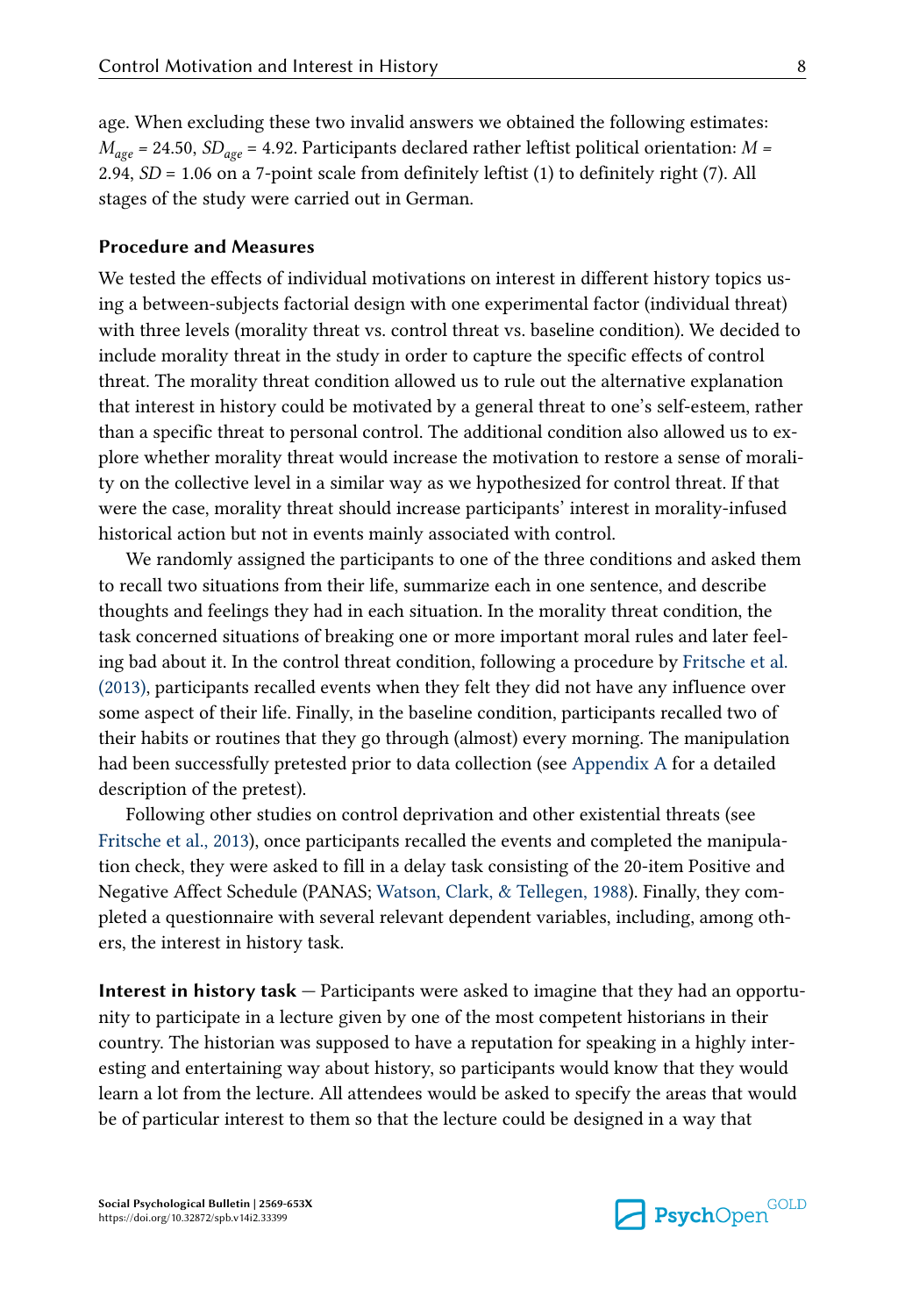age. When excluding these two invalid answers we obtained the following estimates: $M_{age}$ = 24.50, $SD_{age}$ = 4.92. Participants declared rather leftist political orientation: $M$ = 2.94, $SD$ = 1.06 on a 7-point scale from definitely leftist (1) to definitely right (7). All stages of the study were carried out in German.

### Procedure and Measures

We tested the effects of individual motivations on interest in different history topics using a between-subjects factorial design with one experimental factor (individual threat) with three levels (morality threat vs. control threat vs. baseline condition). We decided to include morality threat in the study in order to capture the specific effects of control threat. The morality threat condition allowed us to rule out the alternative explanation that interest in history could be motivated by a general threat to one's self-esteem, rather than a specific threat to personal control. The additional condition also allowed us to explore whether morality threat would increase the motivation to restore a sense of morality on the collective level in a similar way as we hypothesized for control threat. If that were the case, morality threat should increase participants' interest in morality-infused historical action but not in events mainly associated with control.

We randomly assigned the participants to one of the three conditions and asked them to recall two situations from their life, summarize each in one sentence, and describe thoughts and feelings they had in each situation. In the morality threat condition, the task concerned situations of breaking one or more important moral rules and later feeling bad about it. In the control threat condition, following a procedure by Fritsche et al. (2013), participants recalled events when they felt they did not have any influence over some aspect of their life. Finally, in the baseline condition, participants recalled two of their habits or routines that they go through (almost) every morning. The manipulation had been successfully pretested prior to data collection (see Appendix A for a detailed description of the pretest).

Following other studies on control deprivation and other existential threats (see Fritsche et al., 2013), once participants recalled the events and completed the manipulation check, they were asked to fill in a delay task consisting of the 20-item Positive and Negative Affect Schedule (PANAS; Watson, Clark, & Tellegen, 1988). Finally, they completed a questionnaire with several relevant dependent variables, including, among others, the interest in history task.

**Interest in history task** — Participants were asked to imagine that they had an opportunity to participate in a lecture given by one of the most competent historians in their country. The historian was supposed to have a reputation for speaking in a highly interesting and entertaining way about history, so participants would know that they would learn a lot from the lecture. All attendees would be asked to specify the areas that would be of particular interest to them so that the lecture could be designed in a way that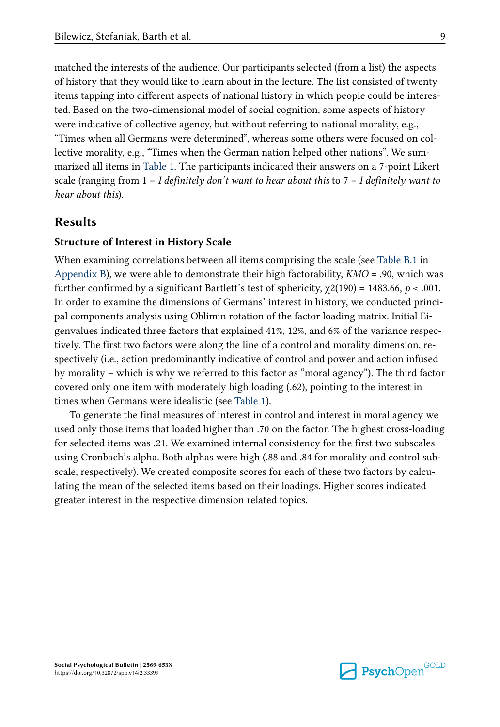matched the interests of the audience. Our participants selected (from a list) the aspects of history that they would like to learn about in the lecture. The list consisted of twenty items tapping into different aspects of national history in which people could be interested. Based on the two-dimensional model of social cognition, some aspects of history were indicative of collective agency, but without referring to national morality, e.g., "Times when all Germans were determined", whereas some others were focused on collective morality, e.g., "Times when the German nation helped other nations". We summarized all items in Table 1. The participants indicated their answers on a 7-point Likert scale (ranging from 1 = *I definitely don't want to hear about this* to 7 = *I definitely want to hear about this*).

## Results

### Structure of Interest in History Scale

When examining correlations between all items comprising the scale (see Table B.1 in Appendix B), we were able to demonstrate their high factorability, $KMO = .90$, which was further confirmed by a significant Bartlett's test of sphericity, $\chi 2(190) = 1483.66$, $p < .001$. In order to examine the dimensions of Germans' interest in history, we conducted principal components analysis using Oblimin rotation of the factor loading matrix. Initial Eigenvalues indicated three factors that explained 41%, 12%, and 6% of the variance respectively. The first two factors were along the line of a control and morality dimension, respectively (i.e., action predominantly indicative of control and power and action infused by morality – which is why we referred to this factor as "moral agency"). The third factor covered only one item with moderately high loading (.62), pointing to the interest in times when Germans were idealistic (see Table 1).

To generate the final measures of interest in control and interest in moral agency we used only those items that loaded higher than .70 on the factor. The highest cross-loading for selected items was .21. We examined internal consistency for the first two subscales using Cronbach's alpha. Both alphas were high (.88 and .84 for morality and control subscale, respectively). We created composite scores for each of these two factors by calculating the mean of the selected items based on their loadings. Higher scores indicated greater interest in the respective dimension related topics.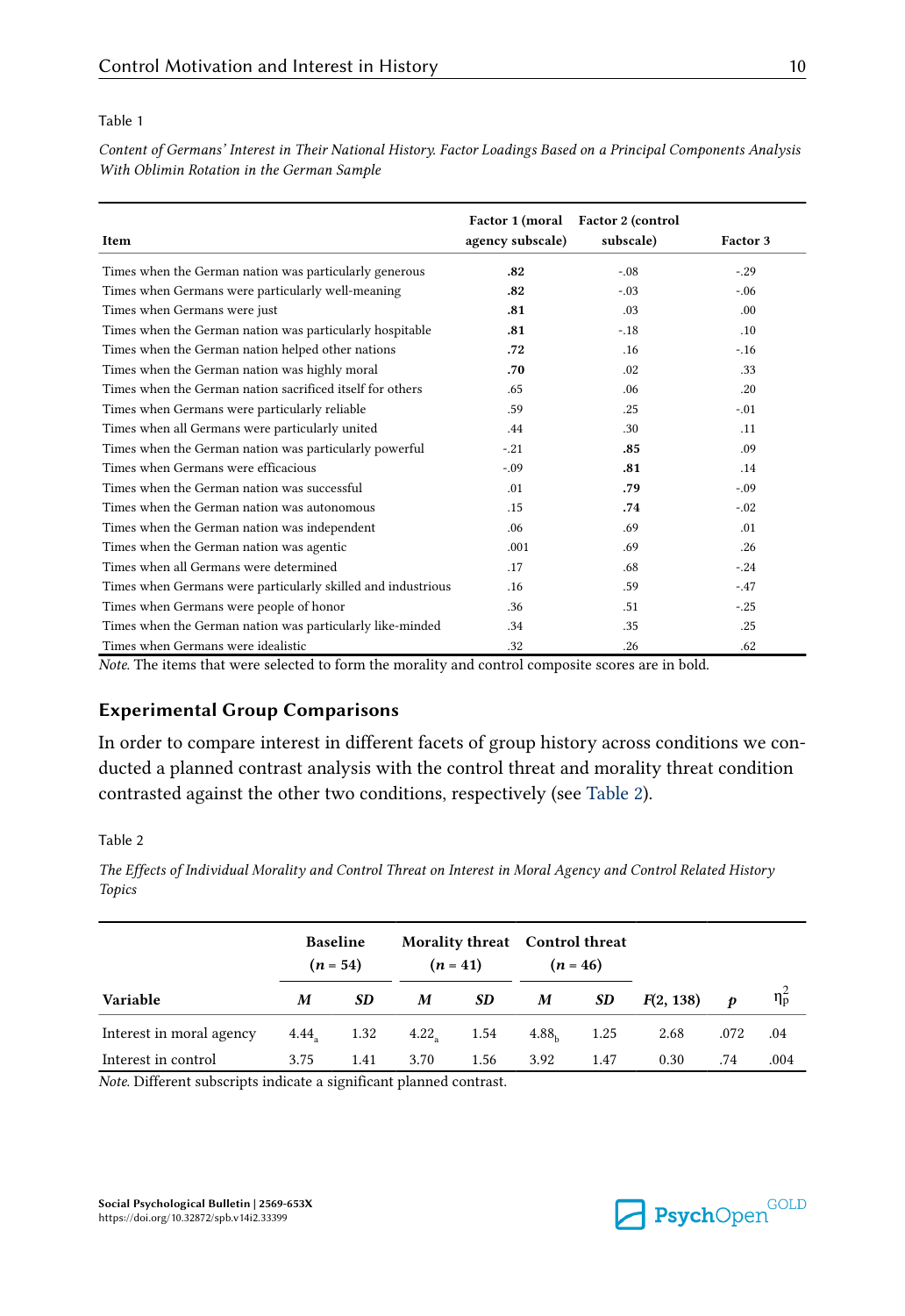Table 1

*Content of Germans' Interest in Their National History. Factor Loadings Based on a Principal Components Analysis With Oblimin Rotation in the German Sample*

| Item | Factor 1 (moral agency subscale) | Factor 2 (control subscale) | Factor 3 |
|---|---|---|---|
| Times when the German nation was particularly generous | **.82** | -.08 | -.29 |
| Times when Germans were particularly well-meaning | **.82** | -.03 | -.06 |
| Times when Germans were just | **.81** | .03 | .00 |
| Times when the German nation was particularly hospitable | **.81** | -.18 | .10 |
| Times when the German nation helped other nations | **.72** | .16 | -.16 |
| Times when the German nation was highly moral | **.70** | .02 | .33 |
| Times when the German nation sacrificed itself for others | .65 | .06 | .20 |
| Times when Germans were particularly reliable | .59 | .25 | -.01 |
| Times when all Germans were particularly united | .44 | .30 | .11 |
| Times when the German nation was particularly powerful | -.21 | **.85** | .09 |
| Times when Germans were efficacious | -.09 | **.81** | .14 |
| Times when the German nation was successful | .01 | **.79** | -.09 |
| Times when the German nation was autonomous | .15 | **.74** | -.02 |
| Times when the German nation was independent | .06 | .69 | .01 |
| Times when the German nation was agentic | .001 | .69 | .26 |
| Times when all Germans were determined | .17 | .68 | -.24 |
| Times when Germans were particularly skilled and industrious | .16 | .59 | -.47 |
| Times when Germans were people of honor | .36 | .51 | -.25 |
| Times when the German nation was particularly like-minded | .34 | .35 | .25 |
| Times when Germans were idealistic | .32 | .26 | .62 |

*Note.* The items that were selected to form the morality and control composite scores are in bold.

## Experimental Group Comparisons

In order to compare interest in different facets of group history across conditions we conducted a planned contrast analysis with the control threat and morality threat condition contrasted against the other two conditions, respectively (see Table 2).

Table 2

*The Effects of Individual Morality and Control Threat on Interest in Moral Agency and Control Related History Topics*

| | Baseline ($n$ = 54) | | Morality threat ($n$ = 41) | | Control threat ($n$ = 46) | | | | |
|---|---|---|---|---|---|---|---|---|---|
| Variable | *M* | *SD* | *M* | *SD* | *M* | *SD* | $F(2, 138)$ | $p$ | $\eta_p^2$ |
| Interest in moral agency | $4.44_a$ | 1.32 | $4.22_a$ | 1.54 | $4.88_b$ | 1.25 | 2.68 | .072 | .04 |
| Interest in control | 3.75 | 1.41 | 3.70 | 1.56 | 3.92 | 1.47 | 0.30 | .74 | .004 |

*Note.* Different subscripts indicate a significant planned contrast.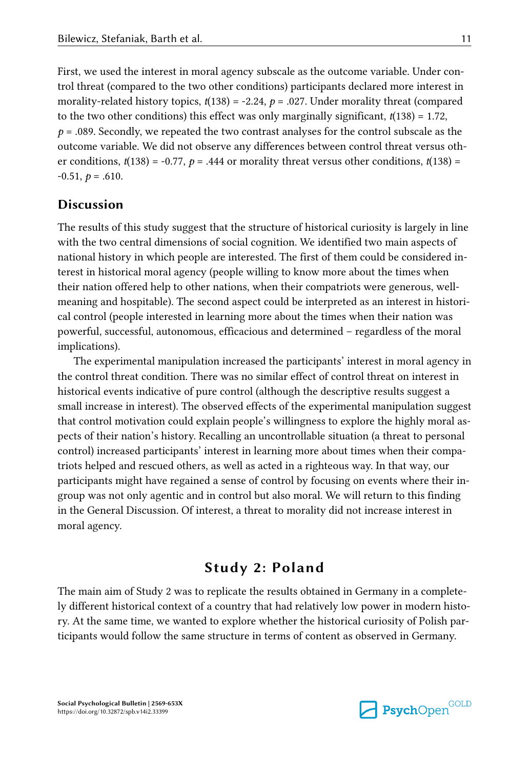First, we used the interest in moral agency subscale as the outcome variable. Under control threat (compared to the two other conditions) participants declared more interest in morality-related history topics, $t(138) = -2.24$, $p = .027$. Under morality threat (compared to the two other conditions) this effect was only marginally significant, $t(138) = 1.72$, $p = .089$. Secondly, we repeated the two contrast analyses for the control subscale as the outcome variable. We did not observe any differences between control threat versus other conditions, $t(138) = -0.77$, $p = .444$ or morality threat versus other conditions, $t(138) = -0.51$, $p = .610$.

## Discussion

The results of this study suggest that the structure of historical curiosity is largely in line with the two central dimensions of social cognition. We identified two main aspects of national history in which people are interested. The first of them could be considered interest in historical moral agency (people willing to know more about the times when their nation offered help to other nations, when their compatriots were generous, well-meaning and hospitable). The second aspect could be interpreted as an interest in historical control (people interested in learning more about the times when their nation was powerful, successful, autonomous, efficacious and determined – regardless of the moral implications).

The experimental manipulation increased the participants' interest in moral agency in the control threat condition. There was no similar effect of control threat on interest in historical events indicative of pure control (although the descriptive results suggest a small increase in interest). The observed effects of the experimental manipulation suggest that control motivation could explain people's willingness to explore the highly moral aspects of their nation's history. Recalling an uncontrollable situation (a threat to personal control) increased participants' interest in learning more about times when their compatriots helped and rescued others, as well as acted in a righteous way. In that way, our participants might have regained a sense of control by focusing on events where their ingroup was not only agentic and in control but also moral. We will return to this finding in the General Discussion. Of interest, a threat to morality did not increase interest in moral agency.

# Study 2: Poland

The main aim of Study 2 was to replicate the results obtained in Germany in a completely different historical context of a country that had relatively low power in modern history. At the same time, we wanted to explore whether the historical curiosity of Polish participants would follow the same structure in terms of content as observed in Germany.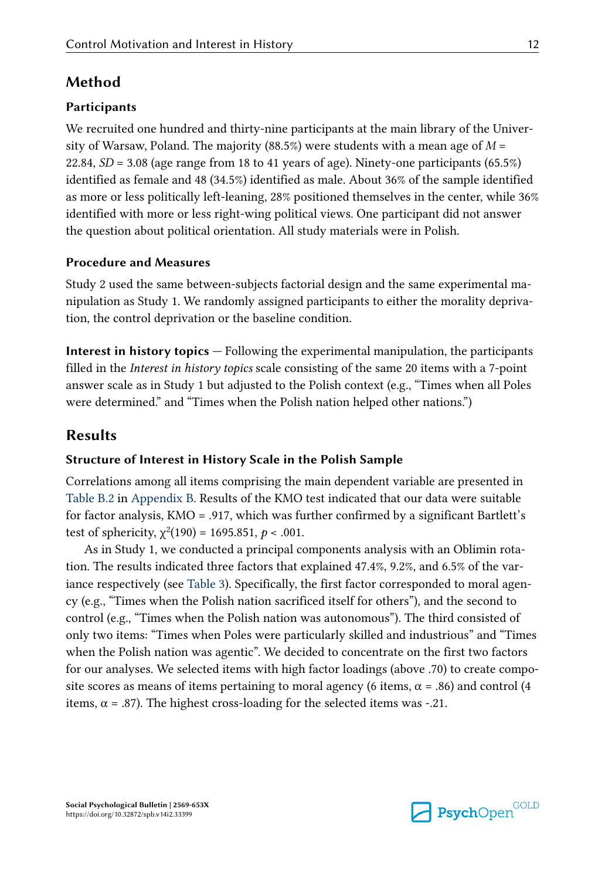## Method

### Participants

We recruited one hundred and thirty-nine participants at the main library of the University of Warsaw, Poland. The majority (88.5%) were students with a mean age of $M$ = 22.84, $SD$ = 3.08 (age range from 18 to 41 years of age). Ninety-one participants (65.5%) identified as female and 48 (34.5%) identified as male. About 36% of the sample identified as more or less politically left-leaning, 28% positioned themselves in the center, while 36% identified with more or less right-wing political views. One participant did not answer the question about political orientation. All study materials were in Polish.

### Procedure and Measures

Study 2 used the same between-subjects factorial design and the same experimental manipulation as Study 1. We randomly assigned participants to either the morality deprivation, the control deprivation or the baseline condition.

**Interest in history topics** — Following the experimental manipulation, the participants filled in the *Interest in history topics* scale consisting of the same 20 items with a 7-point answer scale as in Study 1 but adjusted to the Polish context (e.g., "Times when all Poles were determined." and "Times when the Polish nation helped other nations.")

## Results

### Structure of Interest in History Scale in the Polish Sample

Correlations among all items comprising the main dependent variable are presented in Table B.2 in Appendix B. Results of the KMO test indicated that our data were suitable for factor analysis, KMO = .917, which was further confirmed by a significant Bartlett's test of sphericity, $\chi^2(190) = 1695.851$, $p < .001$.

As in Study 1, we conducted a principal components analysis with an Oblimin rotation. The results indicated three factors that explained 47.4%, 9.2%, and 6.5% of the variance respectively (see Table 3). Specifically, the first factor corresponded to moral agency (e.g., "Times when the Polish nation sacrificed itself for others"), and the second to control (e.g., "Times when the Polish nation was autonomous"). The third consisted of only two items: "Times when Poles were particularly skilled and industrious" and "Times when the Polish nation was agentic". We decided to concentrate on the first two factors for our analyses. We selected items with high factor loadings (above .70) to create composite scores as means of items pertaining to moral agency (6 items, $\alpha$ = .86) and control (4 items, $\alpha$ = .87). The highest cross-loading for the selected items was -.21.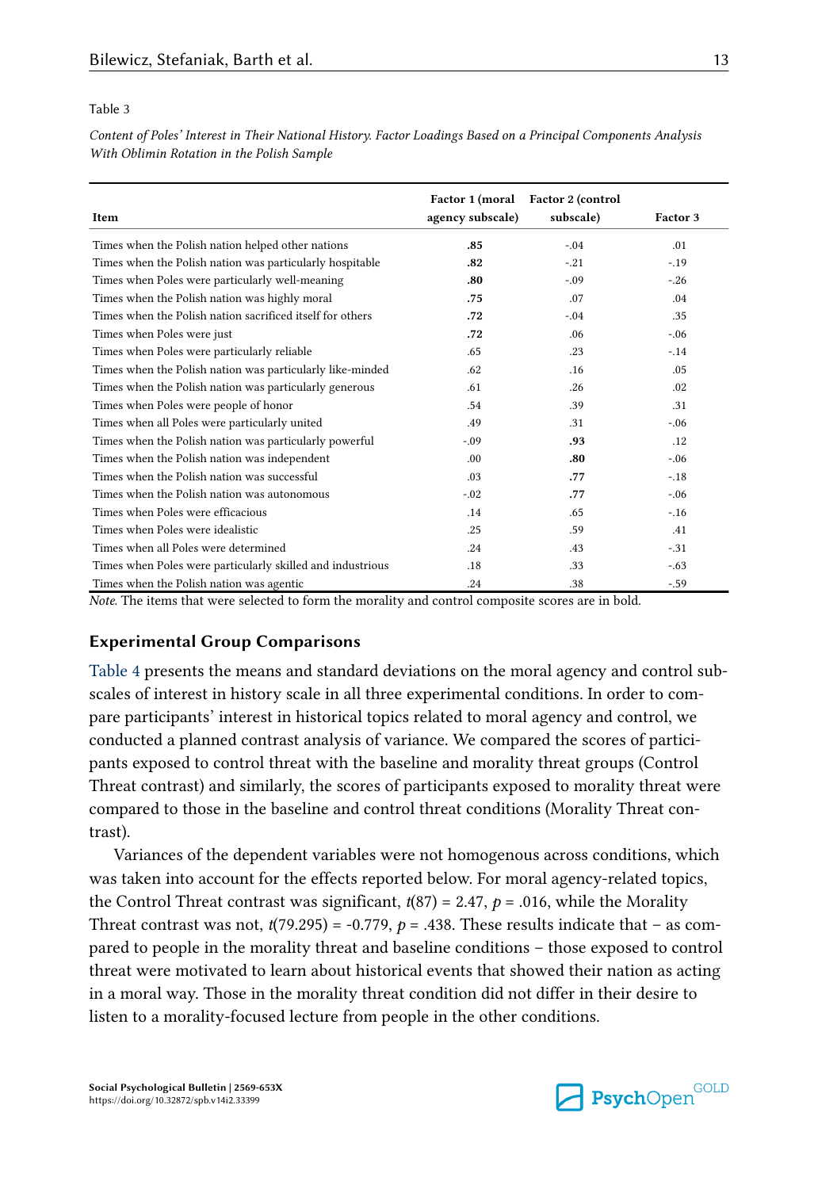Table 3

*Content of Poles' Interest in Their National History. Factor Loadings Based on a Principal Components Analysis With Oblimin Rotation in the Polish Sample*

| Item | Factor 1 (moral agency subscale) | Factor 2 (control subscale) | Factor 3 |
|---|---|---|---|
| Times when the Polish nation helped other nations | **.85** | -.04 | .01 |
| Times when the Polish nation was particularly hospitable | **.82** | -.21 | -.19 |
| Times when Poles were particularly well-meaning | **.80** | -.09 | -.26 |
| Times when the Polish nation was highly moral | **.75** | .07 | .04 |
| Times when the Polish nation sacrificed itself for others | **.72** | -.04 | .35 |
| Times when Poles were just | **.72** | .06 | -.06 |
| Times when Poles were particularly reliable | .65 | .23 | -.14 |
| Times when the Polish nation was particularly like-minded | .62 | .16 | .05 |
| Times when the Polish nation was particularly generous | .61 | .26 | .02 |
| Times when Poles were people of honor | .54 | .39 | .31 |
| Times when all Poles were particularly united | .49 | .31 | -.06 |
| Times when the Polish nation was particularly powerful | -.09 | **.93** | .12 |
| Times when the Polish nation was independent | .00 | **.80** | -.06 |
| Times when the Polish nation was successful | .03 | **.77** | -.18 |
| Times when the Polish nation was autonomous | -.02 | **.77** | -.06 |
| Times when Poles were efficacious | .14 | .65 | -.16 |
| Times when Poles were idealistic | .25 | .59 | .41 |
| Times when all Poles were determined | .24 | .43 | -.31 |
| Times when Poles were particularly skilled and industrious | .18 | .33 | -.63 |
| Times when the Polish nation was agentic | .24 | .38 | -.59 |

*Note.* The items that were selected to form the morality and control composite scores are in bold.

### Experimental Group Comparisons

Table 4 presents the means and standard deviations on the moral agency and control subscales of interest in history scale in all three experimental conditions. In order to compare participants' interest in historical topics related to moral agency and control, we conducted a planned contrast analysis of variance. We compared the scores of participants exposed to control threat with the baseline and morality threat groups (Control Threat contrast) and similarly, the scores of participants exposed to morality threat were compared to those in the baseline and control threat conditions (Morality Threat contrast).

Variances of the dependent variables were not homogenous across conditions, which was taken into account for the effects reported below. For moral agency-related topics, the Control Threat contrast was significant, $t(87) = 2.47$, $p = .016$, while the Morality Threat contrast was not, $t(79.295) = -0.779$, $p = .438$. These results indicate that – as compared to people in the morality threat and baseline conditions – those exposed to control threat were motivated to learn about historical events that showed their nation as acting in a moral way. Those in the morality threat condition did not differ in their desire to listen to a morality-focused lecture from people in the other conditions.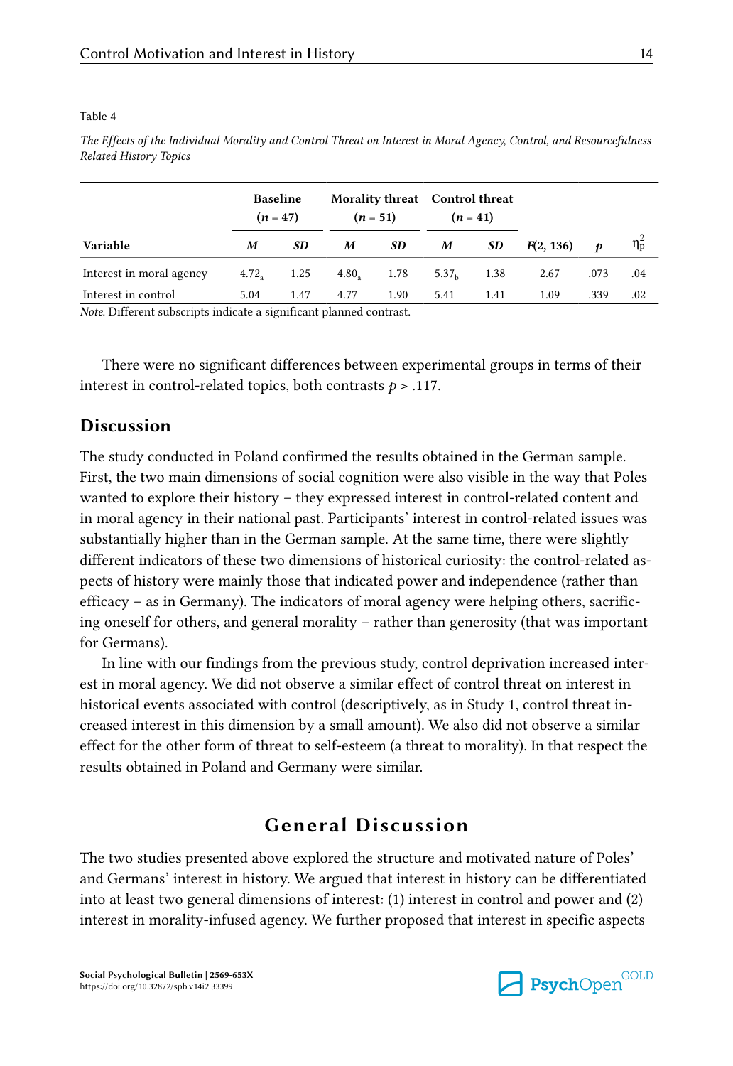Table 4

*The Effects of the Individual Morality and Control Threat on Interest in Moral Agency, Control, and Resourcefulness Related History Topics*

| | Baseline ($n$ = 47) | | Morality threat ($n$ = 51) | | Control threat ($n$ = 41) | | | | |
|---|---|---|---|---|---|---|---|---|---|
| **Variable** | ***M*** | ***SD*** | ***M*** | ***SD*** | ***M*** | ***SD*** | $F(2, 136)$ | $p$ | $\eta^2_p$ |
| Interest in moral agency | $4.72_a$ | 1.25 | $4.80_a$ | 1.78 | $5.37_b$ | 1.38 | 2.67 | .073 | .04 |
| Interest in control | 5.04 | 1.47 | 4.77 | 1.90 | 5.41 | 1.41 | 1.09 | .339 | .02 |

*Note.* Different subscripts indicate a significant planned contrast.

There were no significant differences between experimental groups in terms of their interest in control-related topics, both contrasts $p > .117$.

## Discussion

The study conducted in Poland confirmed the results obtained in the German sample. First, the two main dimensions of social cognition were also visible in the way that Poles wanted to explore their history – they expressed interest in control-related content and in moral agency in their national past. Participants' interest in control-related issues was substantially higher than in the German sample. At the same time, there were slightly different indicators of these two dimensions of historical curiosity: the control-related aspects of history were mainly those that indicated power and independence (rather than efficacy – as in Germany). The indicators of moral agency were helping others, sacrificing oneself for others, and general morality – rather than generosity (that was important for Germans).

In line with our findings from the previous study, control deprivation increased interest in moral agency. We did not observe a similar effect of control threat on interest in historical events associated with control (descriptively, as in Study 1, control threat increased interest in this dimension by a small amount). We also did not observe a similar effect for the other form of threat to self-esteem (a threat to morality). In that respect the results obtained in Poland and Germany were similar.

# General Discussion

The two studies presented above explored the structure and motivated nature of Poles' and Germans' interest in history. We argued that interest in history can be differentiated into at least two general dimensions of interest: (1) interest in control and power and (2) interest in morality-infused agency. We further proposed that interest in specific aspects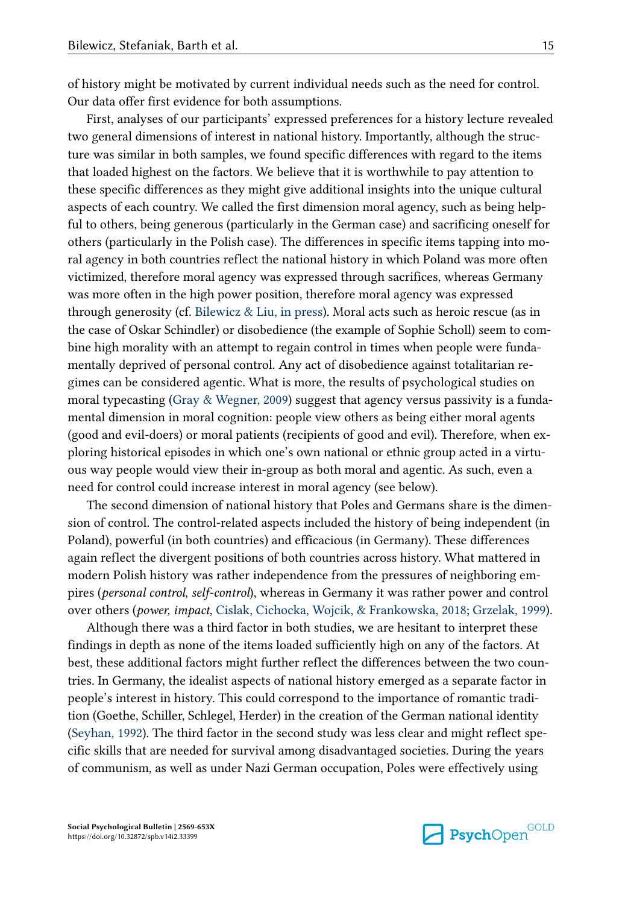of history might be motivated by current individual needs such as the need for control. Our data offer first evidence for both assumptions.

First, analyses of our participants' expressed preferences for a history lecture revealed two general dimensions of interest in national history. Importantly, although the structure was similar in both samples, we found specific differences with regard to the items that loaded highest on the factors. We believe that it is worthwhile to pay attention to these specific differences as they might give additional insights into the unique cultural aspects of each country. We called the first dimension moral agency, such as being helpful to others, being generous (particularly in the German case) and sacrificing oneself for others (particularly in the Polish case). The differences in specific items tapping into moral agency in both countries reflect the national history in which Poland was more often victimized, therefore moral agency was expressed through sacrifices, whereas Germany was more often in the high power position, therefore moral agency was expressed through generosity (cf. Bilewicz & Liu, in press). Moral acts such as heroic rescue (as in the case of Oskar Schindler) or disobedience (the example of Sophie Scholl) seem to combine high morality with an attempt to regain control in times when people were fundamentally deprived of personal control. Any act of disobedience against totalitarian regimes can be considered agentic. What is more, the results of psychological studies on moral typecasting (Gray & Wegner, 2009) suggest that agency versus passivity is a fundamental dimension in moral cognition: people view others as being either moral agents (good and evil-doers) or moral patients (recipients of good and evil). Therefore, when exploring historical episodes in which one's own national or ethnic group acted in a virtuous way people would view their in-group as both moral and agentic. As such, even a need for control could increase interest in moral agency (see below).

The second dimension of national history that Poles and Germans share is the dimension of control. The control-related aspects included the history of being independent (in Poland), powerful (in both countries) and efficacious (in Germany). These differences again reflect the divergent positions of both countries across history. What mattered in modern Polish history was rather independence from the pressures of neighboring empires (*personal control, self-control*), whereas in Germany it was rather power and control over others (*power, impact*, Cislak, Cichocka, Wojcik, & Frankowska, 2018; Grzelak, 1999).

Although there was a third factor in both studies, we are hesitant to interpret these findings in depth as none of the items loaded sufficiently high on any of the factors. At best, these additional factors might further reflect the differences between the two countries. In Germany, the idealist aspects of national history emerged as a separate factor in people's interest in history. This could correspond to the importance of romantic tradition (Goethe, Schiller, Schlegel, Herder) in the creation of the German national identity (Seyhan, 1992). The third factor in the second study was less clear and might reflect specific skills that are needed for survival among disadvantaged societies. During the years of communism, as well as under Nazi German occupation, Poles were effectively using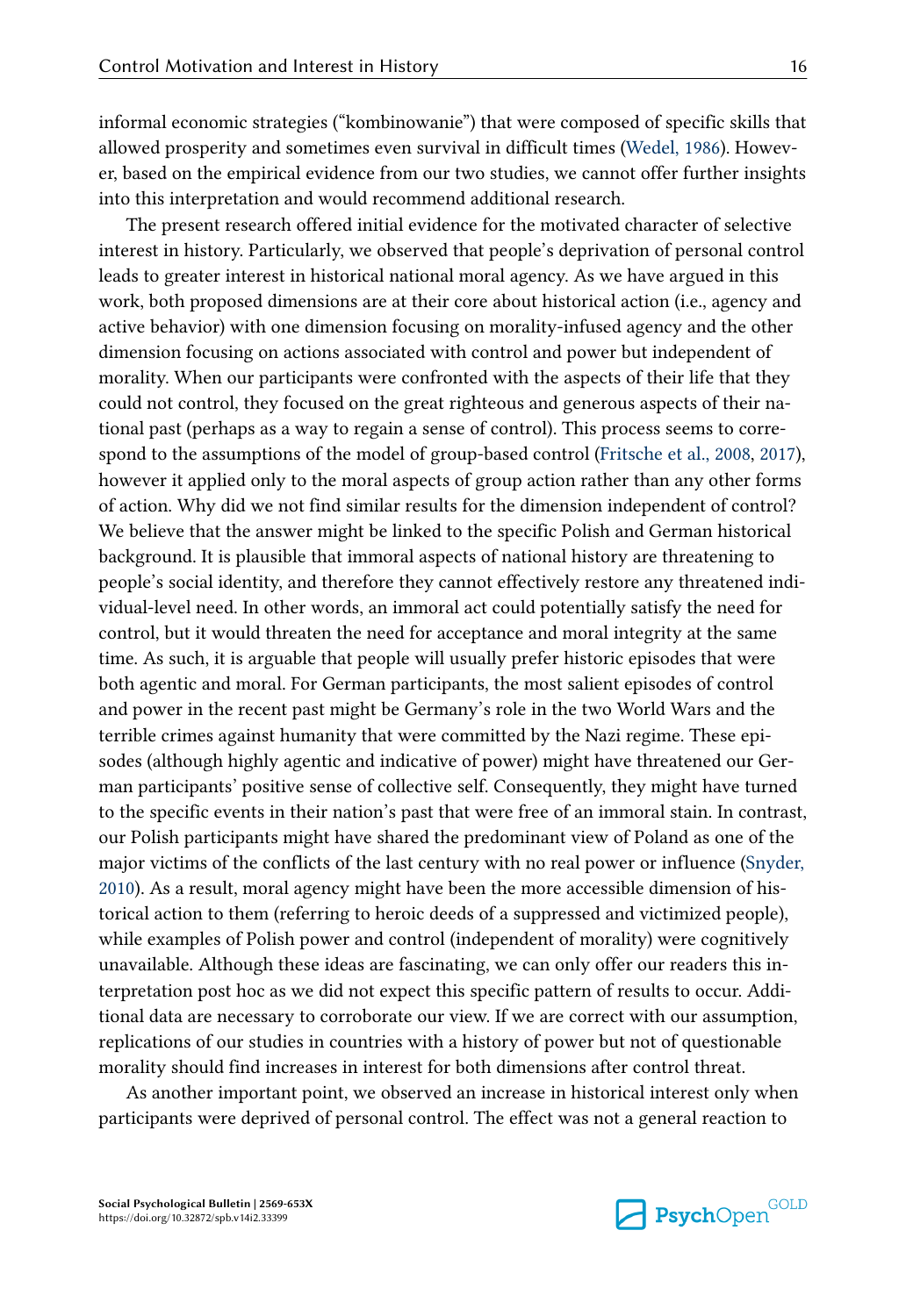informal economic strategies ("kombinowanie") that were composed of specific skills that allowed prosperity and sometimes even survival in difficult times (Wedel, 1986). However, based on the empirical evidence from our two studies, we cannot offer further insights into this interpretation and would recommend additional research.

The present research offered initial evidence for the motivated character of selective interest in history. Particularly, we observed that people's deprivation of personal control leads to greater interest in historical national moral agency. As we have argued in this work, both proposed dimensions are at their core about historical action (i.e., agency and active behavior) with one dimension focusing on morality-infused agency and the other dimension focusing on actions associated with control and power but independent of morality. When our participants were confronted with the aspects of their life that they could not control, they focused on the great righteous and generous aspects of their national past (perhaps as a way to regain a sense of control). This process seems to correspond to the assumptions of the model of group-based control (Fritsche et al., 2008, 2017), however it applied only to the moral aspects of group action rather than any other forms of action. Why did we not find similar results for the dimension independent of control? We believe that the answer might be linked to the specific Polish and German historical background. It is plausible that immoral aspects of national history are threatening to people's social identity, and therefore they cannot effectively restore any threatened individual-level need. In other words, an immoral act could potentially satisfy the need for control, but it would threaten the need for acceptance and moral integrity at the same time. As such, it is arguable that people will usually prefer historic episodes that were both agentic and moral. For German participants, the most salient episodes of control and power in the recent past might be Germany's role in the two World Wars and the terrible crimes against humanity that were committed by the Nazi regime. These episodes (although highly agentic and indicative of power) might have threatened our German participants' positive sense of collective self. Consequently, they might have turned to the specific events in their nation's past that were free of an immoral stain. In contrast, our Polish participants might have shared the predominant view of Poland as one of the major victims of the conflicts of the last century with no real power or influence (Snyder, 2010). As a result, moral agency might have been the more accessible dimension of historical action to them (referring to heroic deeds of a suppressed and victimized people), while examples of Polish power and control (independent of morality) were cognitively unavailable. Although these ideas are fascinating, we can only offer our readers this interpretation post hoc as we did not expect this specific pattern of results to occur. Additional data are necessary to corroborate our view. If we are correct with our assumption, replications of our studies in countries with a history of power but not of questionable morality should find increases in interest for both dimensions after control threat.

As another important point, we observed an increase in historical interest only when participants were deprived of personal control. The effect was not a general reaction to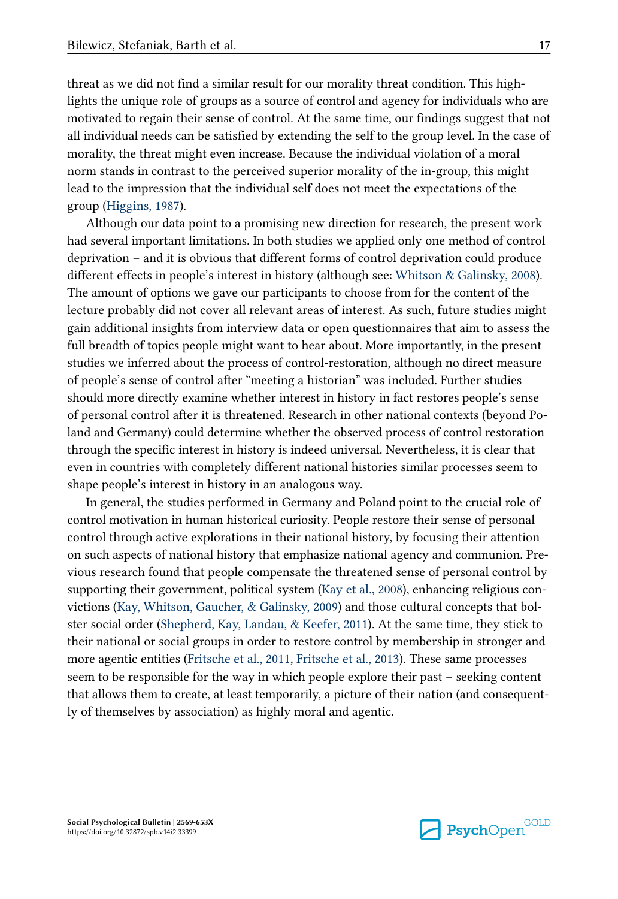threat as we did not find a similar result for our morality threat condition. This highlights the unique role of groups as a source of control and agency for individuals who are motivated to regain their sense of control. At the same time, our findings suggest that not all individual needs can be satisfied by extending the self to the group level. In the case of morality, the threat might even increase. Because the individual violation of a moral norm stands in contrast to the perceived superior morality of the in-group, this might lead to the impression that the individual self does not meet the expectations of the group (Higgins, 1987).

Although our data point to a promising new direction for research, the present work had several important limitations. In both studies we applied only one method of control deprivation – and it is obvious that different forms of control deprivation could produce different effects in people's interest in history (although see: Whitson & Galinsky, 2008). The amount of options we gave our participants to choose from for the content of the lecture probably did not cover all relevant areas of interest. As such, future studies might gain additional insights from interview data or open questionnaires that aim to assess the full breadth of topics people might want to hear about. More importantly, in the present studies we inferred about the process of control-restoration, although no direct measure of people's sense of control after "meeting a historian" was included. Further studies should more directly examine whether interest in history in fact restores people's sense of personal control after it is threatened. Research in other national contexts (beyond Poland and Germany) could determine whether the observed process of control restoration through the specific interest in history is indeed universal. Nevertheless, it is clear that even in countries with completely different national histories similar processes seem to shape people's interest in history in an analogous way.

In general, the studies performed in Germany and Poland point to the crucial role of control motivation in human historical curiosity. People restore their sense of personal control through active explorations in their national history, by focusing their attention on such aspects of national history that emphasize national agency and communion. Previous research found that people compensate the threatened sense of personal control by supporting their government, political system (Kay et al., 2008), enhancing religious convictions (Kay, Whitson, Gaucher, & Galinsky, 2009) and those cultural concepts that bolster social order (Shepherd, Kay, Landau, & Keefer, 2011). At the same time, they stick to their national or social groups in order to restore control by membership in stronger and more agentic entities (Fritsche et al., 2011, Fritsche et al., 2013). These same processes seem to be responsible for the way in which people explore their past – seeking content that allows them to create, at least temporarily, a picture of their nation (and consequently of themselves by association) as highly moral and agentic.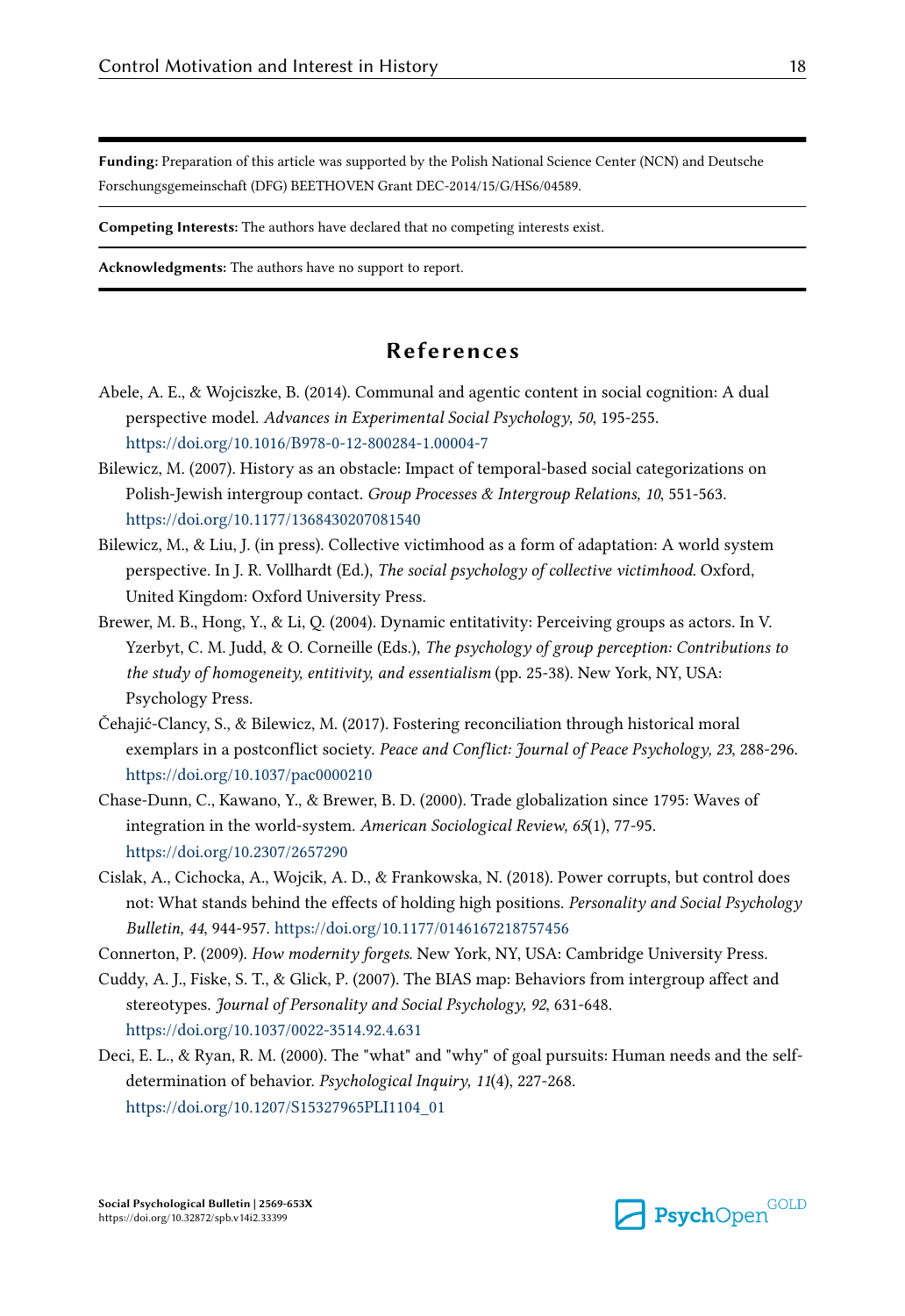**Funding:** Preparation of this article was supported by the Polish National Science Center (NCN) and Deutsche Forschungsgemeinschaft (DFG) BEETHOVEN Grant DEC-2014/15/G/HS6/04589.

**Competing Interests:** The authors have declared that no competing interests exist.

**Acknowledgments:** The authors have no support to report.

## References

Abele, A. E., & Wojciszke, B. (2014). Communal and agentic content in social cognition: A dual perspective model. *Advances in Experimental Social Psychology, 50*, 195-255. https://doi.org/10.1016/B978-0-12-800284-1.00004-7

Bilewicz, M. (2007). History as an obstacle: Impact of temporal-based social categorizations on Polish-Jewish intergroup contact. *Group Processes & Intergroup Relations, 10*, 551-563. https://doi.org/10.1177/1368430207081540

Bilewicz, M., & Liu, J. (in press). Collective victimhood as a form of adaptation: A world system perspective. In J. R. Vollhardt (Ed.), *The social psychology of collective victimhood.* Oxford, United Kingdom: Oxford University Press.

Brewer, M. B., Hong, Y., & Li, Q. (2004). Dynamic entitativity: Perceiving groups as actors. In V. Yzerbyt, C. M. Judd, & O. Corneille (Eds.), *The psychology of group perception: Contributions to the study of homogeneity, entitivity, and essentialism* (pp. 25-38). New York, NY, USA: Psychology Press.

Čehajić-Clancy, S., & Bilewicz, M. (2017). Fostering reconciliation through historical moral exemplars in a postconflict society. *Peace and Conflict: Journal of Peace Psychology, 23*, 288-296. https://doi.org/10.1037/pac0000210

Chase-Dunn, C., Kawano, Y., & Brewer, B. D. (2000). Trade globalization since 1795: Waves of integration in the world-system. *American Sociological Review, 65*(1), 77-95. https://doi.org/10.2307/2657290

Cislak, A., Cichocka, A., Wojcik, A. D., & Frankowska, N. (2018). Power corrupts, but control does not: What stands behind the effects of holding high positions. *Personality and Social Psychology Bulletin, 44*, 944-957. https://doi.org/10.1177/0146167218757456

Connerton, P. (2009). *How modernity forgets*. New York, NY, USA: Cambridge University Press.

Cuddy, A. J., Fiske, S. T., & Glick, P. (2007). The BIAS map: Behaviors from intergroup affect and stereotypes. *Journal of Personality and Social Psychology, 92*, 631-648. https://doi.org/10.1037/0022-3514.92.4.631

Deci, E. L., & Ryan, R. M. (2000). The "what" and "why" of goal pursuits: Human needs and the self-determination of behavior. *Psychological Inquiry, 11*(4), 227-268. https://doi.org/10.1207/S15327965PLI1104_01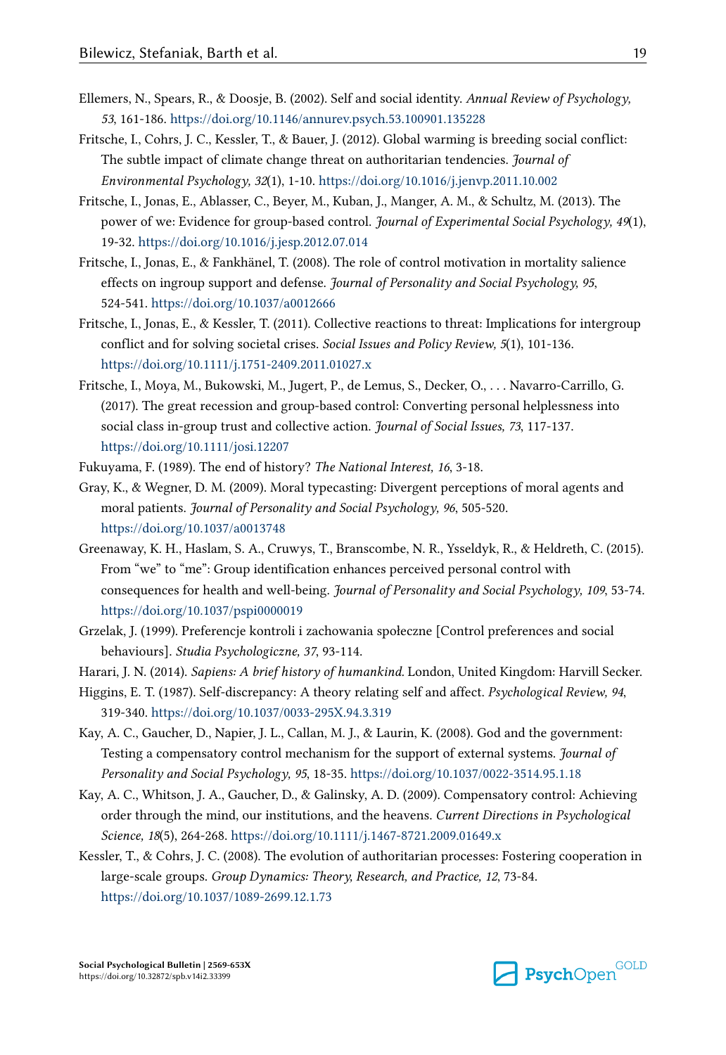Ellemers, N., Spears, R., & Doosje, B. (2002). Self and social identity. *Annual Review of Psychology, 53*, 161-186. https://doi.org/10.1146/annurev.psych.53.100901.135228

Fritsche, I., Cohrs, J. C., Kessler, T., & Bauer, J. (2012). Global warming is breeding social conflict: The subtle impact of climate change threat on authoritarian tendencies. *Journal of Environmental Psychology, 32*(1), 1-10. https://doi.org/10.1016/j.jenvp.2011.10.002

Fritsche, I., Jonas, E., Ablasser, C., Beyer, M., Kuban, J., Manger, A. M., & Schultz, M. (2013). The power of we: Evidence for group-based control. *Journal of Experimental Social Psychology, 49*(1), 19-32. https://doi.org/10.1016/j.jesp.2012.07.014

Fritsche, I., Jonas, E., & Fankhänel, T. (2008). The role of control motivation in mortality salience effects on ingroup support and defense. *Journal of Personality and Social Psychology, 95*, 524-541. https://doi.org/10.1037/a0012666

Fritsche, I., Jonas, E., & Kessler, T. (2011). Collective reactions to threat: Implications for intergroup conflict and for solving societal crises. *Social Issues and Policy Review, 5*(1), 101-136. https://doi.org/10.1111/j.1751-2409.2011.01027.x

Fritsche, I., Moya, M., Bukowski, M., Jugert, P., de Lemus, S., Decker, O., . . . Navarro-Carrillo, G. (2017). The great recession and group-based control: Converting personal helplessness into social class in-group trust and collective action. *Journal of Social Issues, 73*, 117-137. https://doi.org/10.1111/josi.12207

Fukuyama, F. (1989). The end of history? *The National Interest, 16*, 3-18.

Gray, K., & Wegner, D. M. (2009). Moral typecasting: Divergent perceptions of moral agents and moral patients. *Journal of Personality and Social Psychology, 96*, 505-520. https://doi.org/10.1037/a0013748

Greenaway, K. H., Haslam, S. A., Cruwys, T., Branscombe, N. R., Ysseldyk, R., & Heldreth, C. (2015). From "we" to "me": Group identification enhances perceived personal control with consequences for health and well-being. *Journal of Personality and Social Psychology, 109*, 53-74. https://doi.org/10.1037/pspi0000019

Grzelak, J. (1999). Preferencje kontroli i zachowania społeczne [Control preferences and social behaviours]. *Studia Psychologiczne, 37*, 93-114.

Harari, J. N. (2014). *Sapiens: A brief history of humankind.* London, United Kingdom: Harvill Secker.

Higgins, E. T. (1987). Self-discrepancy: A theory relating self and affect. *Psychological Review, 94*, 319-340. https://doi.org/10.1037/0033-295X.94.3.319

Kay, A. C., Gaucher, D., Napier, J. L., Callan, M. J., & Laurin, K. (2008). God and the government: Testing a compensatory control mechanism for the support of external systems. *Journal of Personality and Social Psychology, 95*, 18-35. https://doi.org/10.1037/0022-3514.95.1.18

Kay, A. C., Whitson, J. A., Gaucher, D., & Galinsky, A. D. (2009). Compensatory control: Achieving order through the mind, our institutions, and the heavens. *Current Directions in Psychological Science, 18*(5), 264-268. https://doi.org/10.1111/j.1467-8721.2009.01649.x

Kessler, T., & Cohrs, J. C. (2008). The evolution of authoritarian processes: Fostering cooperation in large-scale groups. *Group Dynamics: Theory, Research, and Practice, 12*, 73-84. https://doi.org/10.1037/1089-2699.12.1.73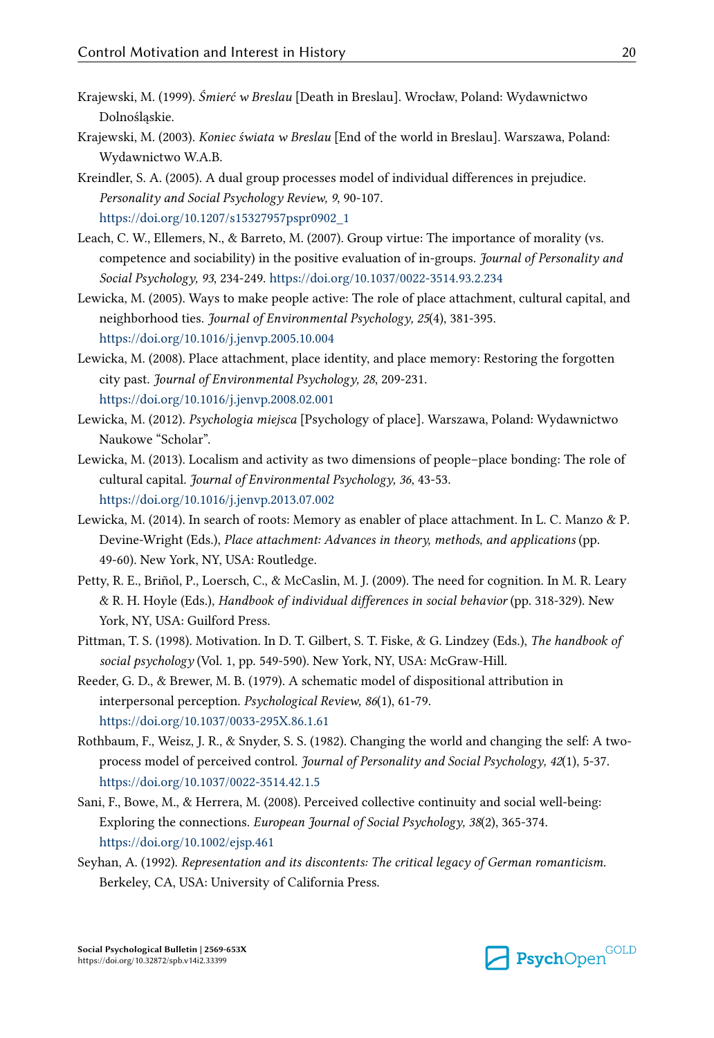Krajewski, M. (1999). *Śmierć w Breslau* [Death in Breslau]. Wrocław, Poland: Wydawnictwo Dolnośląskie.

Krajewski, M. (2003). *Koniec świata w Breslau* [End of the world in Breslau]. Warszawa, Poland: Wydawnictwo W.A.B.

Kreindler, S. A. (2005). A dual group processes model of individual differences in prejudice. *Personality and Social Psychology Review, 9*, 90-107. https://doi.org/10.1207/s15327957pspr0902_1

Leach, C. W., Ellemers, N., & Barreto, M. (2007). Group virtue: The importance of morality (vs. competence and sociability) in the positive evaluation of in-groups. *Journal of Personality and Social Psychology, 93*, 234-249. https://doi.org/10.1037/0022-3514.93.2.234

Lewicka, M. (2005). Ways to make people active: The role of place attachment, cultural capital, and neighborhood ties. *Journal of Environmental Psychology, 25*(4), 381-395. https://doi.org/10.1016/j.jenvp.2005.10.004

Lewicka, M. (2008). Place attachment, place identity, and place memory: Restoring the forgotten city past. *Journal of Environmental Psychology, 28*, 209-231. https://doi.org/10.1016/j.jenvp.2008.02.001

Lewicka, M. (2012). *Psychologia miejsca* [Psychology of place]. Warszawa, Poland: Wydawnictwo Naukowe "Scholar".

Lewicka, M. (2013). Localism and activity as two dimensions of people–place bonding: The role of cultural capital. *Journal of Environmental Psychology, 36*, 43-53. https://doi.org/10.1016/j.jenvp.2013.07.002

Lewicka, M. (2014). In search of roots: Memory as enabler of place attachment. In L. C. Manzo & P. Devine-Wright (Eds.), *Place attachment: Advances in theory, methods, and applications* (pp. 49-60). New York, NY, USA: Routledge.

Petty, R. E., Briñol, P., Loersch, C., & McCaslin, M. J. (2009). The need for cognition. In M. R. Leary & R. H. Hoyle (Eds.), *Handbook of individual differences in social behavior* (pp. 318-329). New York, NY, USA: Guilford Press.

Pittman, T. S. (1998). Motivation. In D. T. Gilbert, S. T. Fiske, & G. Lindzey (Eds.), *The handbook of social psychology* (Vol. 1, pp. 549-590). New York, NY, USA: McGraw-Hill.

Reeder, G. D., & Brewer, M. B. (1979). A schematic model of dispositional attribution in interpersonal perception. *Psychological Review, 86*(1), 61-79. https://doi.org/10.1037/0033-295X.86.1.61

Rothbaum, F., Weisz, J. R., & Snyder, S. S. (1982). Changing the world and changing the self: A two-process model of perceived control. *Journal of Personality and Social Psychology, 42*(1), 5-37. https://doi.org/10.1037/0022-3514.42.1.5

Sani, F., Bowe, M., & Herrera, M. (2008). Perceived collective continuity and social well-being: Exploring the connections. *European Journal of Social Psychology, 38*(2), 365-374. https://doi.org/10.1002/ejsp.461

Seyhan, A. (1992). *Representation and its discontents: The critical legacy of German romanticism.* Berkeley, CA, USA: University of California Press.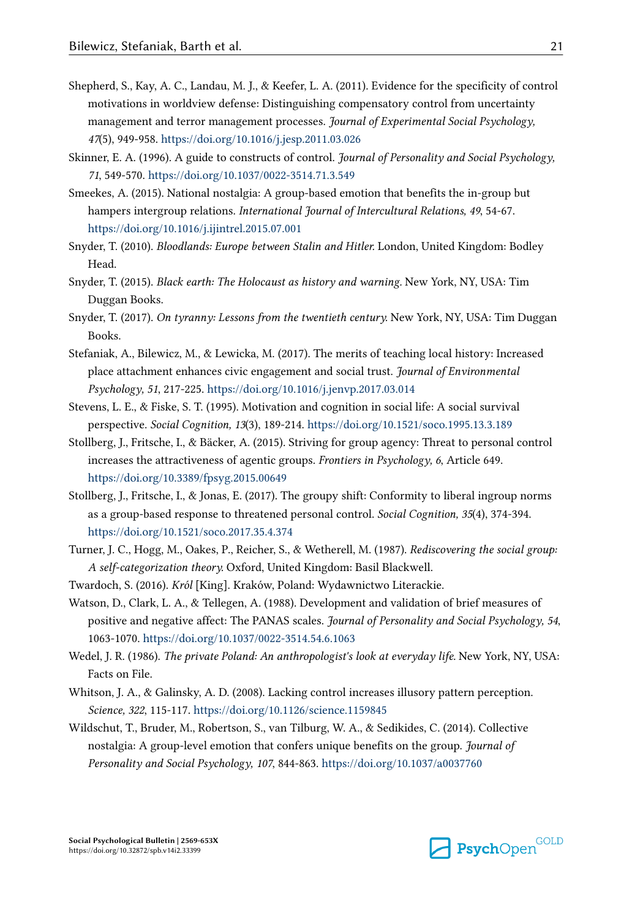Shepherd, S., Kay, A. C., Landau, M. J., & Keefer, L. A. (2011). Evidence for the specificity of control motivations in worldview defense: Distinguishing compensatory control from uncertainty management and terror management processes. *Journal of Experimental Social Psychology, 47*(5), 949-958. https://doi.org/10.1016/j.jesp.2011.03.026

Skinner, E. A. (1996). A guide to constructs of control. *Journal of Personality and Social Psychology, 71*, 549-570. https://doi.org/10.1037/0022-3514.71.3.549

Smeekes, A. (2015). National nostalgia: A group-based emotion that benefits the in-group but hampers intergroup relations. *International Journal of Intercultural Relations, 49*, 54-67. https://doi.org/10.1016/j.ijintrel.2015.07.001

Snyder, T. (2010). *Bloodlands: Europe between Stalin and Hitler.* London, United Kingdom: Bodley Head.

Snyder, T. (2015). *Black earth: The Holocaust as history and warning.* New York, NY, USA: Tim Duggan Books.

Snyder, T. (2017). *On tyranny: Lessons from the twentieth century.* New York, NY, USA: Tim Duggan Books.

Stefaniak, A., Bilewicz, M., & Lewicka, M. (2017). The merits of teaching local history: Increased place attachment enhances civic engagement and social trust. *Journal of Environmental Psychology, 51*, 217-225. https://doi.org/10.1016/j.jenvp.2017.03.014

Stevens, L. E., & Fiske, S. T. (1995). Motivation and cognition in social life: A social survival perspective. *Social Cognition, 13*(3), 189-214. https://doi.org/10.1521/soco.1995.13.3.189

Stollberg, J., Fritsche, I., & Bäcker, A. (2015). Striving for group agency: Threat to personal control increases the attractiveness of agentic groups. *Frontiers in Psychology, 6*, Article 649. https://doi.org/10.3389/fpsyg.2015.00649

Stollberg, J., Fritsche, I., & Jonas, E. (2017). The groupy shift: Conformity to liberal ingroup norms as a group-based response to threatened personal control. *Social Cognition, 35*(4), 374-394. https://doi.org/10.1521/soco.2017.35.4.374

Turner, J. C., Hogg, M., Oakes, P., Reicher, S., & Wetherell, M. (1987). *Rediscovering the social group: A self-categorization theory.* Oxford, United Kingdom: Basil Blackwell.

Twardoch, S. (2016). *Król* [King]. Kraków, Poland: Wydawnictwo Literackie.

Watson, D., Clark, L. A., & Tellegen, A. (1988). Development and validation of brief measures of positive and negative affect: The PANAS scales. *Journal of Personality and Social Psychology, 54*, 1063-1070. https://doi.org/10.1037/0022-3514.54.6.1063

Wedel, J. R. (1986). *The private Poland: An anthropologist's look at everyday life.* New York, NY, USA: Facts on File.

Whitson, J. A., & Galinsky, A. D. (2008). Lacking control increases illusory pattern perception. *Science, 322*, 115-117. https://doi.org/10.1126/science.1159845

Wildschut, T., Bruder, M., Robertson, S., van Tilburg, W. A., & Sedikides, C. (2014). Collective nostalgia: A group-level emotion that confers unique benefits on the group. *Journal of Personality and Social Psychology, 107*, 844-863. https://doi.org/10.1037/a0037760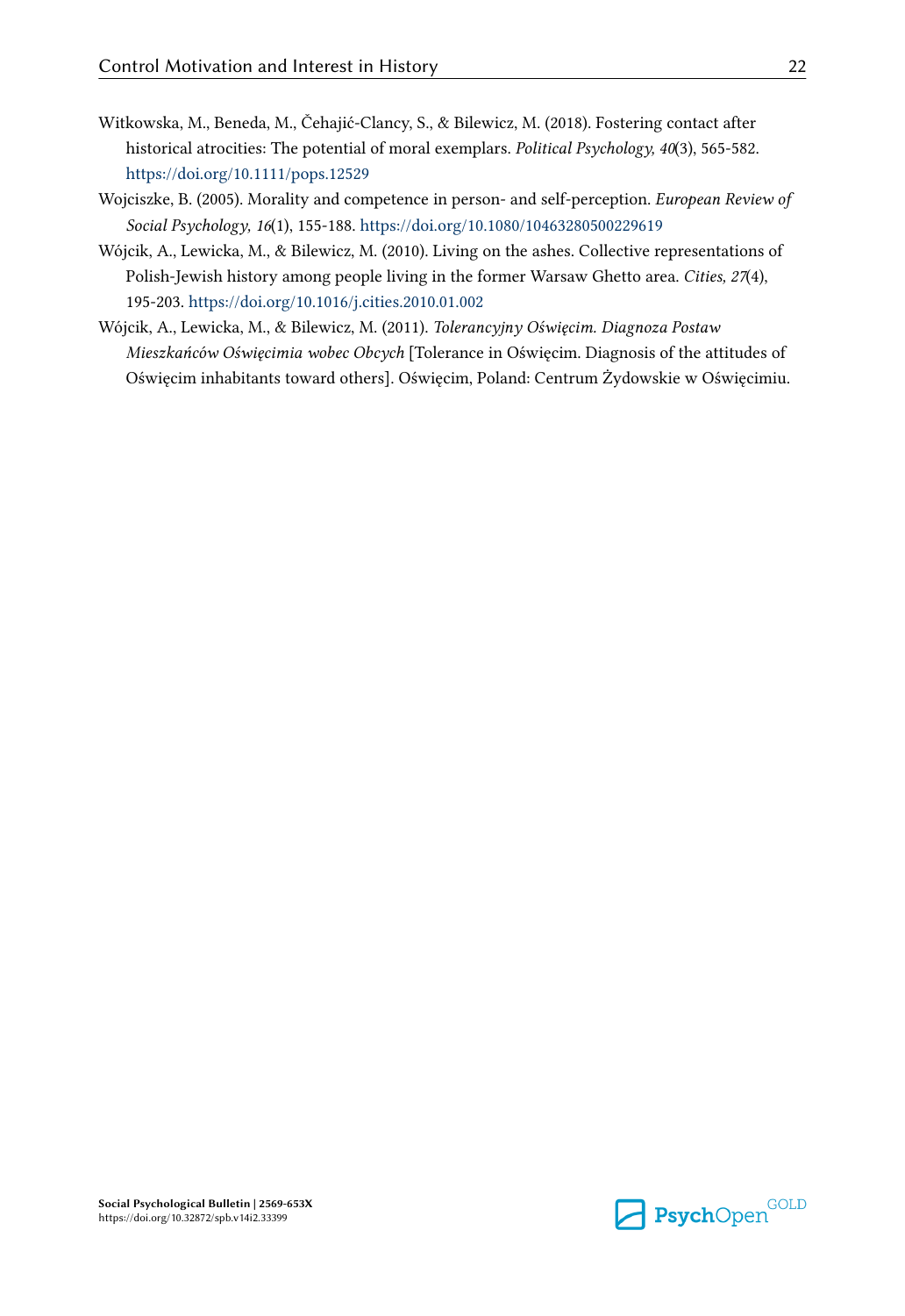Witkowska, M., Beneda, M., Čehajić-Clancy, S., & Bilewicz, M. (2018). Fostering contact after historical atrocities: The potential of moral exemplars. *Political Psychology, 40*(3), 565-582. https://doi.org/10.1111/pops.12529

Wojciszke, B. (2005). Morality and competence in person- and self-perception. *European Review of Social Psychology, 16*(1), 155-188. https://doi.org/10.1080/10463280500229619

Wójcik, A., Lewicka, M., & Bilewicz, M. (2010). Living on the ashes. Collective representations of Polish-Jewish history among people living in the former Warsaw Ghetto area. *Cities, 27*(4), 195-203. https://doi.org/10.1016/j.cities.2010.01.002

Wójcik, A., Lewicka, M., & Bilewicz, M. (2011). *Tolerancyjny Oświęcim. Diagnoza Postaw Mieszkańców Oświęcimia wobec Obcych* [Tolerance in Oświęcim. Diagnosis of the attitudes of Oświęcim inhabitants toward others]. Oświęcim, Poland: Centrum Żydowskie w Oświęcimiu.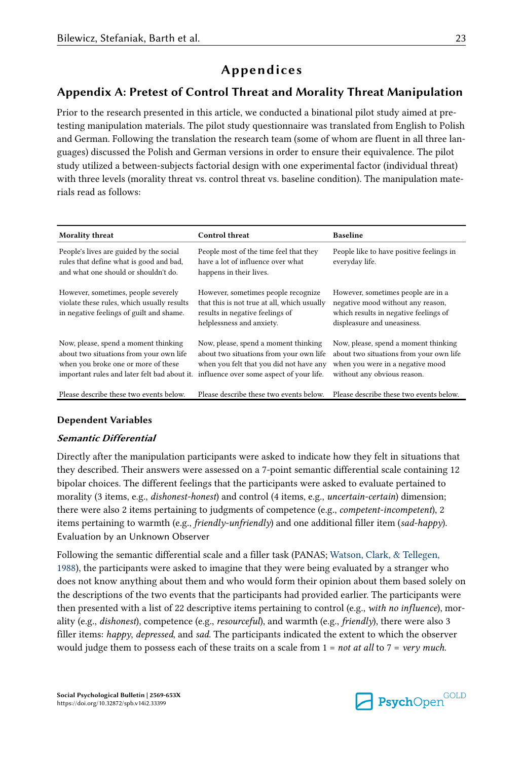# Appendices

## Appendix A: Pretest of Control Threat and Morality Threat Manipulation

Prior to the research presented in this article, we conducted a binational pilot study aimed at pretesting manipulation materials. The pilot study questionnaire was translated from English to Polish and German. Following the translation the research team (some of whom are fluent in all three languages) discussed the Polish and German versions in order to ensure their equivalence. The pilot study utilized a between-subjects factorial design with one experimental factor (individual threat) with three levels (morality threat vs. control threat vs. baseline condition). The manipulation materials read as follows:

| Morality threat | Control threat | Baseline |
|---|---|---|
| People's lives are guided by the social rules that define what is good and bad, and what one should or shouldn't do. | People most of the time feel that they have a lot of influence over what happens in their lives. | People like to have positive feelings in everyday life. |
| However, sometimes, people severely violate these rules, which usually results in negative feelings of guilt and shame. | However, sometimes people recognize that this is not true at all, which usually results in negative feelings of helplessness and anxiety. | However, sometimes people are in a negative mood without any reason, which results in negative feelings of displeasure and uneasiness. |
| Now, please, spend a moment thinking about two situations from your own life when you broke one or more of these important rules and later felt bad about it. | Now, please, spend a moment thinking about two situations from your own life when you felt that you did not have any influence over some aspect of your life. | Now, please, spend a moment thinking about two situations from your own life when you were in a negative mood without any obvious reason. |
| Please describe these two events below. | Please describe these two events below. | Please describe these two events below. |

### Dependent Variables

#### *Semantic Differential*

Directly after the manipulation participants were asked to indicate how they felt in situations that they described. Their answers were assessed on a 7-point semantic differential scale containing 12 bipolar choices. The different feelings that the participants were asked to evaluate pertained to morality (3 items, e.g., *dishonest-honest*) and control (4 items, e.g., *uncertain-certain*) dimension; there were also 2 items pertaining to judgments of competence (e.g., *competent-incompetent*), 2 items pertaining to warmth (e.g., *friendly-unfriendly*) and one additional filler item (*sad-happy*).

Evaluation by an Unknown Observer

Following the semantic differential scale and a filler task (PANAS; Watson, Clark, & Tellegen, 1988), the participants were asked to imagine that they were being evaluated by a stranger who does not know anything about them and who would form their opinion about them based solely on the descriptions of the two events that the participants had provided earlier. The participants were then presented with a list of 22 descriptive items pertaining to control (e.g., *with no influence*), morality (e.g., *dishonest*), competence (e.g., *resourceful*), and warmth (e.g., *friendly*), there were also 3 filler items: *happy*, *depressed*, and *sad*. The participants indicated the extent to which the observer would judge them to possess each of these traits on a scale from 1 = *not at all* to 7 = *very much.*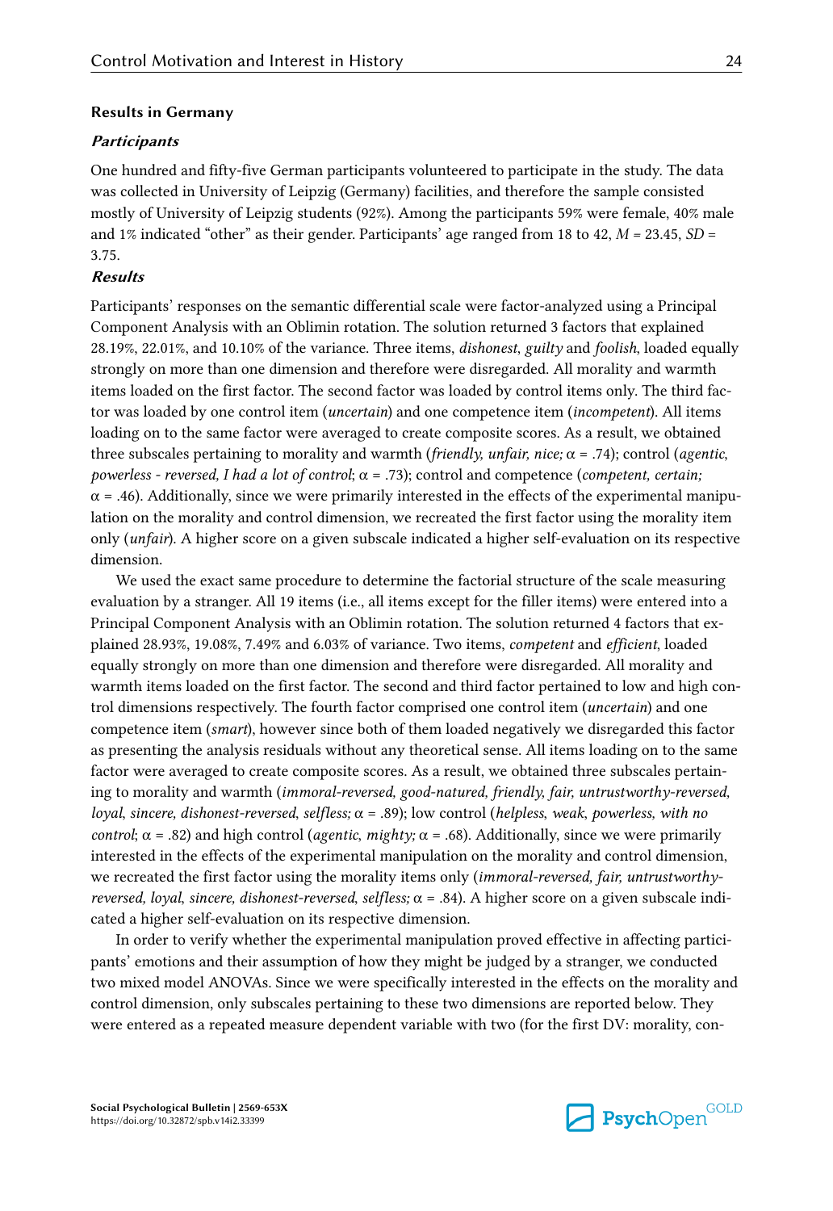### Results in Germany

#### *Participants*

One hundred and fifty-five German participants volunteered to participate in the study. The data was collected in University of Leipzig (Germany) facilities, and therefore the sample consisted mostly of University of Leipzig students (92%). Among the participants 59% were female, 40% male and 1% indicated "other" as their gender. Participants' age ranged from 18 to 42, $M$ = 23.45, $SD$ = 3.75.

#### *Results*

Participants' responses on the semantic differential scale were factor-analyzed using a Principal Component Analysis with an Oblimin rotation. The solution returned 3 factors that explained 28.19%, 22.01%, and 10.10% of the variance. Three items, *dishonest*, *guilty* and *foolish*, loaded equally strongly on more than one dimension and therefore were disregarded. All morality and warmth items loaded on the first factor. The second factor was loaded by control items only. The third factor was loaded by one control item (*uncertain*) and one competence item (*incompetent*). All items loading on to the same factor were averaged to create composite scores. As a result, we obtained three subscales pertaining to morality and warmth (*friendly, unfair, nice;* $\alpha$ = .74); control (*agentic*, *powerless - reversed, I had a lot of control*; $\alpha$ = .73); control and competence (*competent, certain;* $\alpha$ = .46). Additionally, since we were primarily interested in the effects of the experimental manipulation on the morality and control dimension, we recreated the first factor using the morality item only (*unfair*). A higher score on a given subscale indicated a higher self-evaluation on its respective dimension.

We used the exact same procedure to determine the factorial structure of the scale measuring evaluation by a stranger. All 19 items (i.e., all items except for the filler items) were entered into a Principal Component Analysis with an Oblimin rotation. The solution returned 4 factors that explained 28.93%, 19.08%, 7.49% and 6.03% of variance. Two items, *competent* and *efficient*, loaded equally strongly on more than one dimension and therefore were disregarded. All morality and warmth items loaded on the first factor. The second and third factor pertained to low and high control dimensions respectively. The fourth factor comprised one control item (*uncertain*) and one competence item (*smart*), however since both of them loaded negatively we disregarded this factor as presenting the analysis residuals without any theoretical sense. All items loading on to the same factor were averaged to create composite scores. As a result, we obtained three subscales pertaining to morality and warmth (*immoral-reversed, good-natured, friendly, fair, untrustworthy-reversed, loyal*, *sincere, dishonest-reversed*, *selfless;* $\alpha$ = .89); low control (*helpless*, *weak*, *powerless, with no control*; $\alpha$ = .82) and high control (*agentic*, *mighty;* $\alpha$ = .68). Additionally, since we were primarily interested in the effects of the experimental manipulation on the morality and control dimension, we recreated the first factor using the morality items only (*immoral-reversed, fair, untrustworthy-reversed, loyal*, *sincere, dishonest-reversed*, *selfless;* $\alpha$ = .84). A higher score on a given subscale indicated a higher self-evaluation on its respective dimension.

In order to verify whether the experimental manipulation proved effective in affecting participants' emotions and their assumption of how they might be judged by a stranger, we conducted two mixed model ANOVAs. Since we were specifically interested in the effects on the morality and control dimension, only subscales pertaining to these two dimensions are reported below. They were entered as a repeated measure dependent variable with two (for the first DV: morality, con-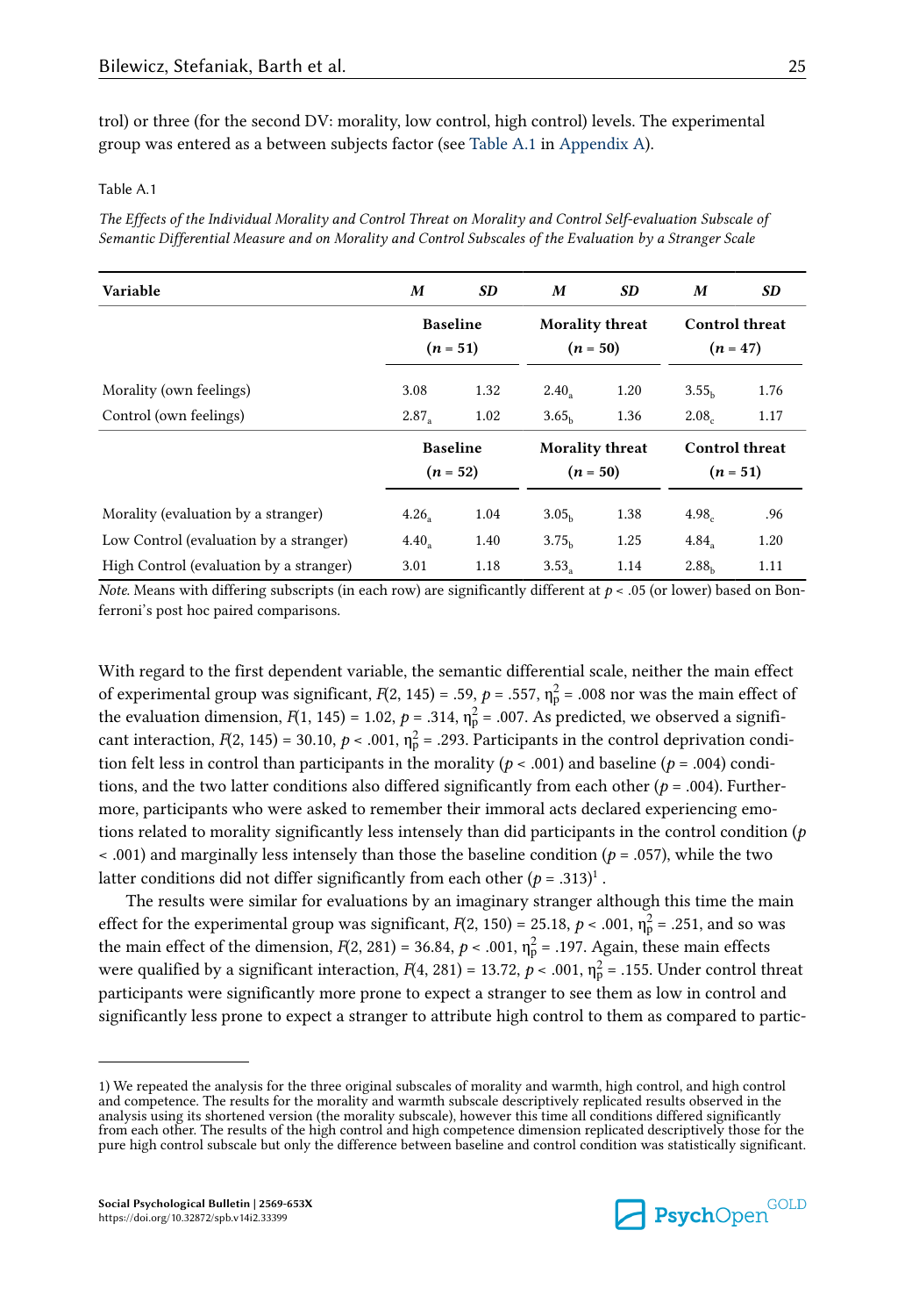trol) or three (for the second DV: morality, low control, high control) levels. The experimental group was entered as a between subjects factor (see Table A.1 in Appendix A).

Table A.1

*The Effects of the Individual Morality and Control Threat on Morality and Control Self-evaluation Subscale of Semantic Differential Measure and on Morality and Control Subscales of the Evaluation by a Stranger Scale*

| Variable | *M* | *SD* | *M* | *SD* | *M* | *SD* |
|---|---|---|---|---|---|---|
| | Baseline ($n$ = 51) | | Morality threat ($n$ = 50) | | Control threat ($n$ = 47) | |
| Morality (own feelings) | 3.08 | 1.32 | $2.40_a$ | 1.20 | $3.55_b$ | 1.76 |
| Control (own feelings) | $2.87_a$ | 1.02 | $3.65_b$ | 1.36 | $2.08_c$ | 1.17 |
| | Baseline ($n$ = 52) | | Morality threat ($n$ = 50) | | Control threat ($n$ = 51) | |
| Morality (evaluation by a stranger) | $4.26_a$ | 1.04 | $3.05_b$ | 1.38 | $4.98_c$ | .96 |
| Low Control (evaluation by a stranger) | $4.40_a$ | 1.40 | $3.75_b$ | 1.25 | $4.84_a$ | 1.20 |
| High Control (evaluation by a stranger) | 3.01 | 1.18 | $3.53_a$ | 1.14 | $2.88_b$ | 1.11 |

*Note.* Means with differing subscripts (in each row) are significantly different at $p < .05$ (or lower) based on Bonferroni's post hoc paired comparisons.

With regard to the first dependent variable, the semantic differential scale, neither the main effect of experimental group was significant, $F(2, 145) = .59$, $p = .557$, $\eta_p^2 = .008$ nor was the main effect of the evaluation dimension, $F(1, 145) = 1.02$, $p = .314$, $\eta_p^2 = .007$. As predicted, we observed a significant interaction, $F(2, 145) = 30.10$, $p < .001$, $\eta_p^2 = .293$. Participants in the control deprivation condition felt less in control than participants in the morality ($p < .001$) and baseline ($p = .004$) conditions, and the two latter conditions also differed significantly from each other ($p = .004$). Furthermore, participants who were asked to remember their immoral acts declared experiencing emotions related to morality significantly less intensely than did participants in the control condition ($p < .001$) and marginally less intensely than those the baseline condition ($p = .057$), while the two latter conditions did not differ significantly from each other ($p = .313$)[1] .

The results were similar for evaluations by an imaginary stranger although this time the main effect for the experimental group was significant, $F(2, 150) = 25.18$, $p < .001$, $\eta_p^2 = .251$, and so was the main effect of the dimension, $F(2, 281) = 36.84$, $p < .001$, $\eta_p^2 = .197$. Again, these main effects were qualified by a significant interaction, $F(4, 281) = 13.72$, $p < .001$, $\eta_p^2 = .155$. Under control threat participants were significantly more prone to expect a stranger to see them as low in control and significantly less prone to expect a stranger to attribute high control to them as compared to partic-

1) We repeated the analysis for the three original subscales of morality and warmth, high control, and high control and competence. The results for the morality and warmth subscale descriptively replicated results observed in the analysis using its shortened version (the morality subscale), however this time all conditions differed significantly from each other. The results of the high control and high competence dimension replicated descriptively those for the pure high control subscale but only the difference between baseline and control condition was statistically significant.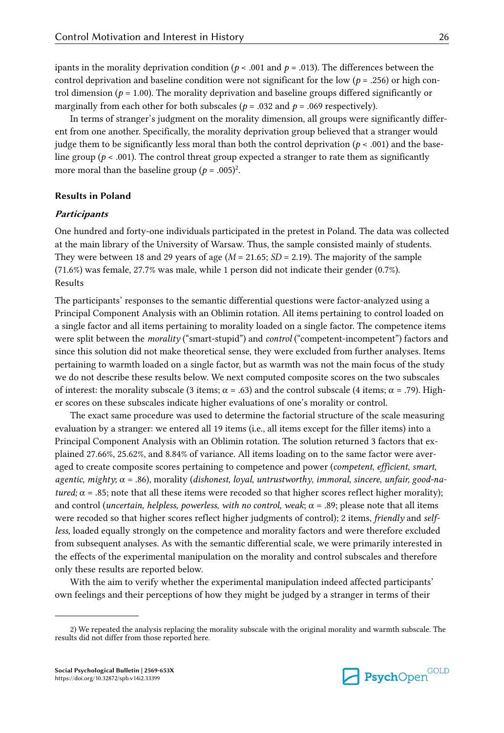ipants in the morality deprivation condition ($p < .001$ and $p = .013$). The differences between the control deprivation and baseline condition were not significant for the low ($p = .256$) or high control dimension ($p = 1.00$). The morality deprivation and baseline groups differed significantly or marginally from each other for both subscales ($p = .032$ and $p = .069$ respectively).

In terms of stranger's judgment on the morality dimension, all groups were significantly different from one another. Specifically, the morality deprivation group believed that a stranger would judge them to be significantly less moral than both the control deprivation ($p < .001$) and the baseline group ($p < .001$). The control threat group expected a stranger to rate them as significantly more moral than the baseline group ($p = .005$)[2].

### Results in Poland

#### *Participants*

One hundred and forty-one individuals participated in the pretest in Poland. The data was collected at the main library of the University of Warsaw. Thus, the sample consisted mainly of students. They were between 18 and 29 years of age ($M = 21.65$; $SD = 2.19$). The majority of the sample (71.6%) was female, 27.7% was male, while 1 person did not indicate their gender (0.7%).

Results

The participants' responses to the semantic differential questions were factor-analyzed using a Principal Component Analysis with an Oblimin rotation. All items pertaining to control loaded on a single factor and all items pertaining to morality loaded on a single factor. The competence items were split between the *morality* ("smart-stupid") and *control* ("competent-incompetent") factors and since this solution did not make theoretical sense, they were excluded from further analyses. Items pertaining to warmth loaded on a single factor, but as warmth was not the main focus of the study we do not describe these results below. We next computed composite scores on the two subscales of interest: the morality subscale (3 items; $\alpha = .63$) and the control subscale (4 items; $\alpha = .79$). Higher scores on these subscales indicate higher evaluations of one's morality or control.

The exact same procedure was used to determine the factorial structure of the scale measuring evaluation by a stranger: we entered all 19 items (i.e., all items except for the filler items) into a Principal Component Analysis with an Oblimin rotation. The solution returned 3 factors that explained 27.66%, 25.62%, and 8.84% of variance. All items loading on to the same factor were averaged to create composite scores pertaining to competence and power (*competent*, *efficient*, *smart*, *agentic*, *mighty*; $\alpha = .86$), morality (*dishonest*, *loyal*, *untrustworthy*, *immoral*, *sincere*, *unfair*, *good-natured;* $\alpha = .85$; note that all these items were recoded so that higher scores reflect higher morality); and control (*uncertain*, *helpless*, *powerless*, *with no control, weak*; $\alpha = .89$; please note that all items were recoded so that higher scores reflect higher judgments of control); 2 items, *friendly* and *selfless*, loaded equally strongly on the competence and morality factors and were therefore excluded from subsequent analyses. As with the semantic differential scale, we were primarily interested in the effects of the experimental manipulation on the morality and control subscales and therefore only these results are reported below.

With the aim to verify whether the experimental manipulation indeed affected participants' own feelings and their perceptions of how they might be judged by a stranger in terms of their

---

2) We repeated the analysis replacing the morality subscale with the original morality and warmth subscale. The results did not differ from those reported here.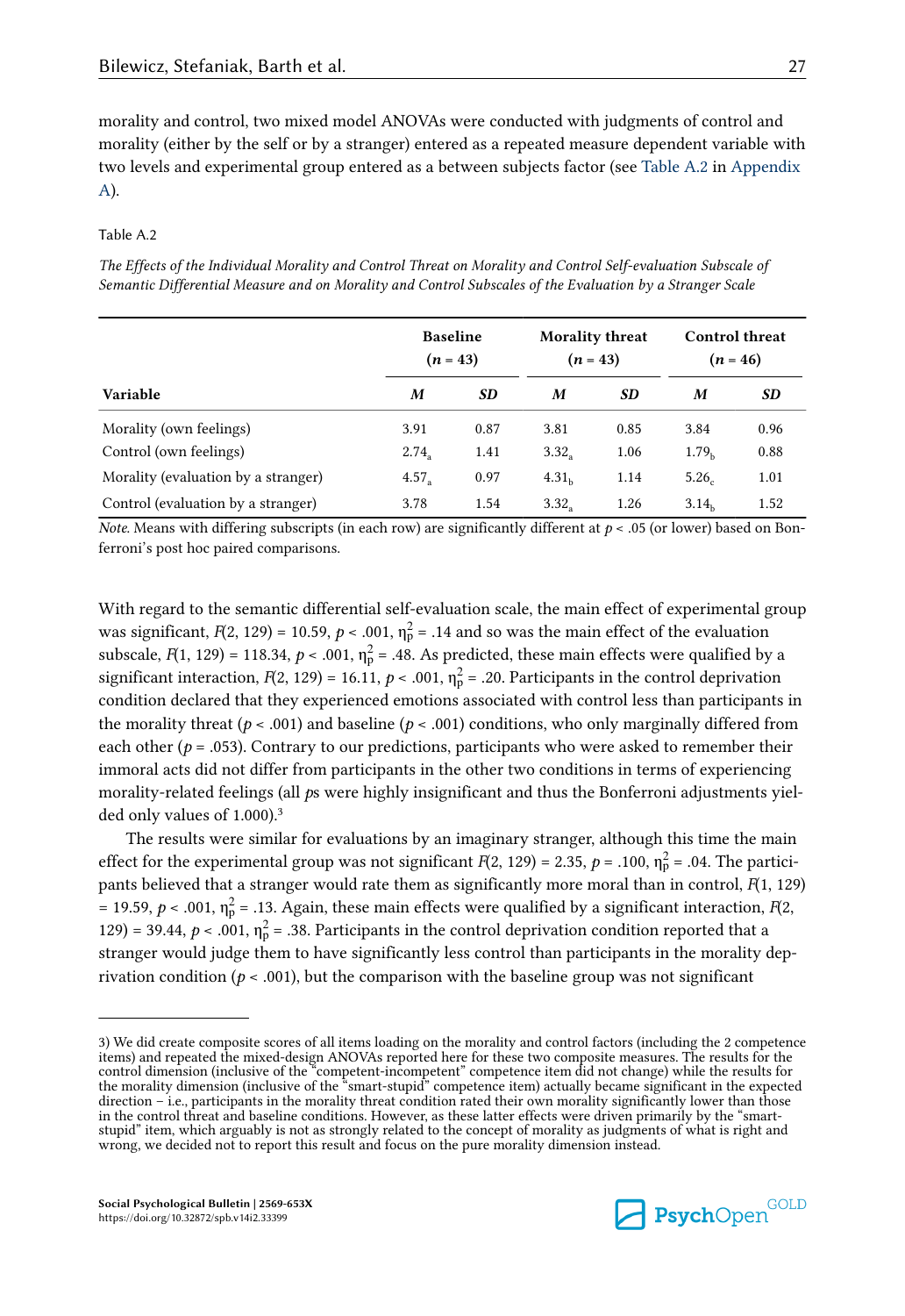morality and control, two mixed model ANOVAs were conducted with judgments of control and morality (either by the self or by a stranger) entered as a repeated measure dependent variable with two levels and experimental group entered as a between subjects factor (see Table A.2 in Appendix A).

Table A.2

*The Effects of the Individual Morality and Control Threat on Morality and Control Self-evaluation Subscale of Semantic Differential Measure and on Morality and Control Subscales of the Evaluation by a Stranger Scale*

| | Baseline ($n$ = 43) | | Morality threat ($n$ = 43) | | Control threat ($n$ = 46) | |
|---|---|---|---|---|---|---|
| **Variable** | ***M*** | ***SD*** | ***M*** | ***SD*** | ***M*** | ***SD*** |
| Morality (own feelings) | 3.91 | 0.87 | 3.81 | 0.85 | 3.84 | 0.96 |
| Control (own feelings) | $2.74_a$ | 1.41 | $3.32_a$ | 1.06 | $1.79_b$ | 0.88 |
| Morality (evaluation by a stranger) | $4.57_a$ | 0.97 | $4.31_b$ | 1.14 | $5.26_c$ | 1.01 |
| Control (evaluation by a stranger) | 3.78 | 1.54 | $3.32_a$ | 1.26 | $3.14_b$ | 1.52 |

*Note.* Means with differing subscripts (in each row) are significantly different at $p < .05$ (or lower) based on Bonferroni's post hoc paired comparisons.

With regard to the semantic differential self-evaluation scale, the main effect of experimental group was significant, $F(2, 129) = 10.59$, $p < .001$, $\eta_p^2 = .14$ and so was the main effect of the evaluation subscale, $F(1, 129) = 118.34$, $p < .001$, $\eta_p^2 = .48$. As predicted, these main effects were qualified by a significant interaction, $F(2, 129) = 16.11$, $p < .001$, $\eta_p^2 = .20$. Participants in the control deprivation condition declared that they experienced emotions associated with control less than participants in the morality threat ($p < .001$) and baseline ($p < .001$) conditions, who only marginally differed from each other ($p = .053$). Contrary to our predictions, participants who were asked to remember their immoral acts did not differ from participants in the other two conditions in terms of experiencing morality-related feelings (all *p*s were highly insignificant and thus the Bonferroni adjustments yielded only values of 1.000).[3]

The results were similar for evaluations by an imaginary stranger, although this time the main effect for the experimental group was not significant $F(2, 129) = 2.35$, $p = .100$, $\eta_p^2 = .04$. The participants believed that a stranger would rate them as significantly more moral than in control, $F(1, 129) = 19.59$, $p < .001$, $\eta_p^2 = .13$. Again, these main effects were qualified by a significant interaction, $F(2, 129) = 39.44$, $p < .001$, $\eta_p^2 = .38$. Participants in the control deprivation condition reported that a stranger would judge them to have significantly less control than participants in the morality deprivation condition ($p < .001$), but the comparison with the baseline group was not significant

3) We did create composite scores of all items loading on the morality and control factors (including the 2 competence items) and repeated the mixed-design ANOVAs reported here for these two composite measures. The results for the control dimension (inclusive of the "competent-incompetent" competence item did not change) while the results for the morality dimension (inclusive of the "smart-stupid" competence item) actually became significant in the expected direction – i.e., participants in the morality threat condition rated their own morality significantly lower than those in the control threat and baseline conditions. However, as these latter effects were driven primarily by the "smart-stupid" item, which arguably is not as strongly related to the concept of morality as judgments of what is right and wrong, we decided not to report this result and focus on the pure morality dimension instead.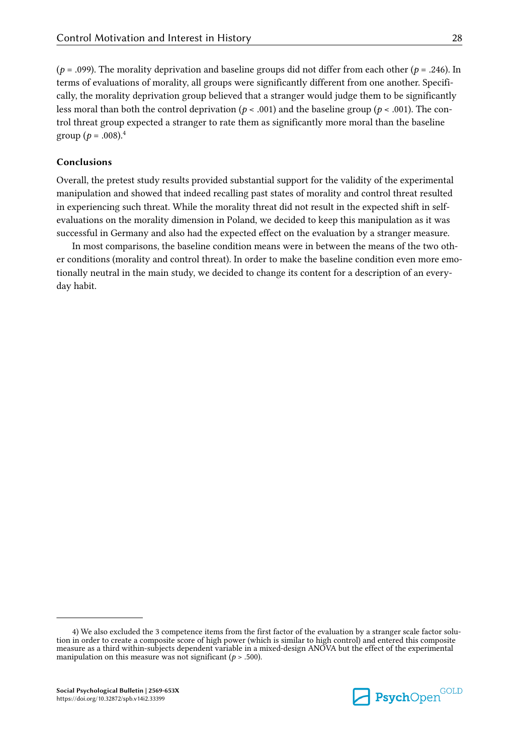($p = .099$). The morality deprivation and baseline groups did not differ from each other ($p = .246$). In terms of evaluations of morality, all groups were significantly different from one another. Specifically, the morality deprivation group believed that a stranger would judge them to be significantly less moral than both the control deprivation ($p < .001$) and the baseline group ($p < .001$). The control threat group expected a stranger to rate them as significantly more moral than the baseline group ($p = .008$).[4]

### Conclusions

Overall, the pretest study results provided substantial support for the validity of the experimental manipulation and showed that indeed recalling past states of morality and control threat resulted in experiencing such threat. While the morality threat did not result in the expected shift in self-evaluations on the morality dimension in Poland, we decided to keep this manipulation as it was successful in Germany and also had the expected effect on the evaluation by a stranger measure.

In most comparisons, the baseline condition means were in between the means of the two other conditions (morality and control threat). In order to make the baseline condition even more emotionally neutral in the main study, we decided to change its content for a description of an everyday habit.

---

4) We also excluded the 3 competence items from the first factor of the evaluation by a stranger scale factor solution in order to create a composite score of high power (which is similar to high control) and entered this composite measure as a third within-subjects dependent variable in a mixed-design ANOVA but the effect of the experimental manipulation on this measure was not significant ($p > .500$).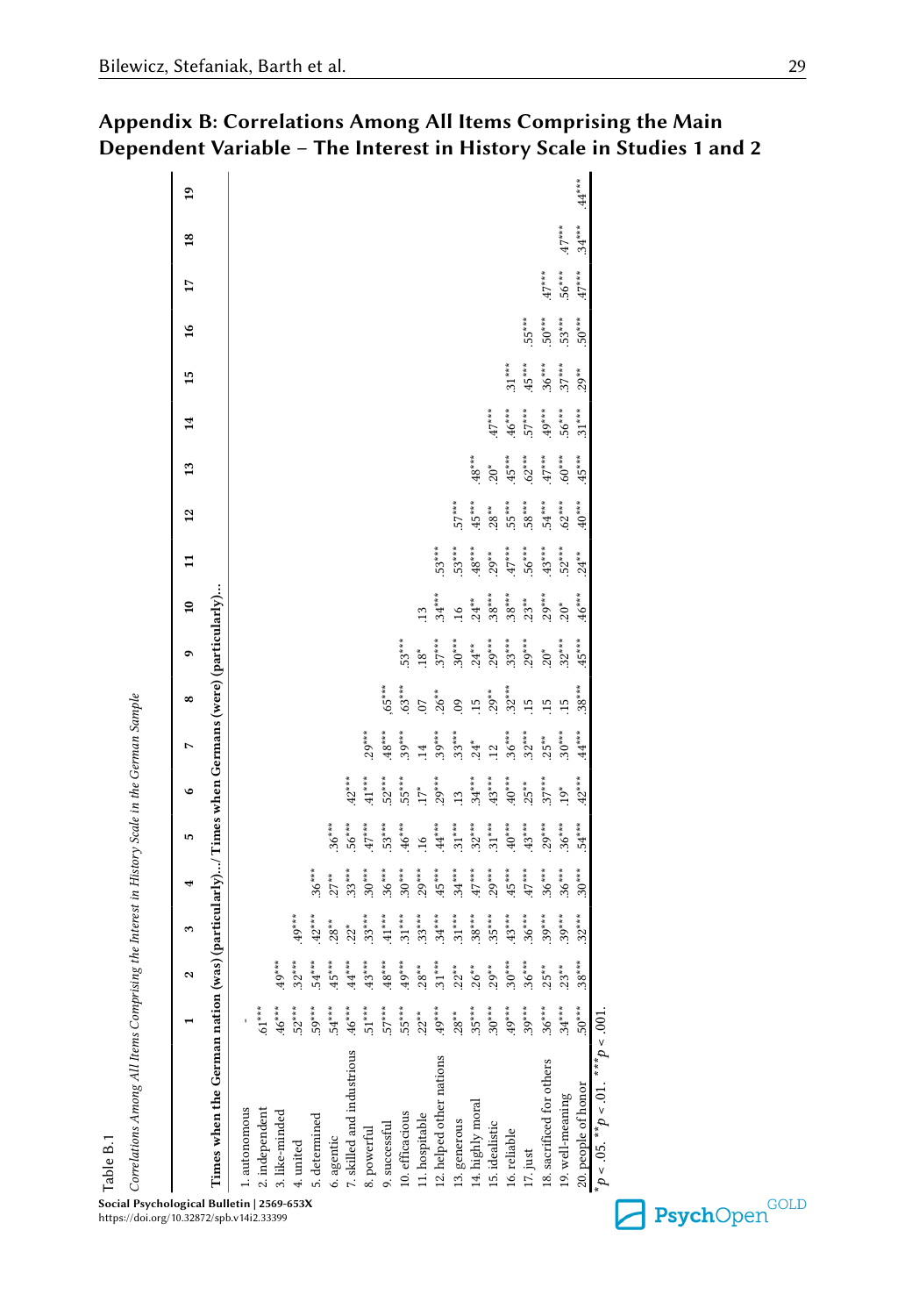## Appendix B: Correlations Among All Items Comprising the Main Dependent Variable – The Interest in History Scale in Studies 1 and 2

Table B.1

*Correlations Among All Items Comprising the Interest in History Scale in the German Sample*

| | 1 | 2 | 3 | 4 | 5 | 6 | 7 | 8 | 9 | 10 | 11 | 12 | 13 | 14 | 15 | 16 | 17 | 18 | 19 |
|---|---|---|---|---|---|---|---|---|---|---|---|---|---|---|---|---|---|---|---|
| **Times when the German nation (was) (particularly).../ Times when Germans (were) (particularly)...** | | | | | | | | | | | | | | | | | | | |
| 1. autonomous | - | | | | | | | | | | | | | | | | | | |
| 2. independent | .61*** | | | | | | | | | | | | | | | | | | |
| 3. like-minded | .46*** | .49*** | | | | | | | | | | | | | | | | | |
| 4. united | .52*** | .32*** | .49*** | | | | | | | | | | | | | | | | |
| 5. determined | .59*** | .54*** | .42*** | .36*** | | | | | | | | | | | | | | | |
| 6. agentic | .54*** | .45*** | .28** | .27** | .36*** | | | | | | | | | | | | | | |
| 7. skilled and industrious | .46*** | .44*** | .22* | .33*** | .56*** | .42*** | | | | | | | | | | | | | |
| 8. powerful | .51*** | .43*** | .33*** | .30*** | .47*** | .41*** | .29*** | | | | | | | | | | | | |
| 9. successful | .57*** | .48*** | .41*** | .36*** | .53*** | .52*** | .48*** | .65*** | | | | | | | | | | | |
| 10. efficacious | .55*** | .49*** | .31*** | .30*** | .46*** | .55*** | .39*** | .63*** | .53*** | | | | | | | | | | |
| 11. hospitable | .22** | .28** | .33*** | .29*** | .16 | .17* | .14 | .07 | .18* | .13 | | | | | | | | | |
| 12. helped other nations | .49*** | .31*** | .34*** | .45*** | .44*** | .29*** | .39*** | .26** | .37*** | .34*** | .53*** | | | | | | | | |
| 13. generous | .28** | .22* | .31*** | .34*** | .31*** | .13 | .33*** | .09 | .30*** | .16 | .53*** | .57*** | | | | | | | |
| 14. highly moral | .35*** | .26** | .38*** | .47*** | .32*** | .34*** | .24* | .15 | .24** | .24** | .48*** | .45*** | .48*** | | | | | | |
| 15. idealistic | .30*** | .29** | .35*** | .29*** | .31*** | .43*** | .12 | .29** | .29*** | .38*** | .29** | .28** | .20* | .47*** | | | | | |
| 16. reliable | .49*** | .30*** | .43*** | .45*** | .40*** | .40*** | .36*** | .32*** | .33*** | .38*** | .47*** | .55*** | .45*** | .46*** | .31*** | | | | |
| 17. just | .39*** | .36*** | .36*** | .47*** | .43*** | .25** | .32*** | .15 | .29*** | .23** | .56*** | .58*** | .62*** | .57*** | .45*** | .55*** | | | |
| 18. sacrificed for others | .36*** | .25** | .39*** | .36*** | .29*** | .37*** | .25** | .15 | .20* | .29*** | .43*** | .54*** | .47*** | .49*** | .36*** | .50*** | .47*** | | |
| 19. well-meaning | .34*** | .23** | .39*** | .36*** | .36*** | .19* | .30*** | .15 | .32*** | .20* | .52*** | .62*** | .60*** | .56*** | .37*** | .53*** | .56*** | .47*** | |
| 20. people of honor | .50*** | .38*** | .32*** | .30*** | .54*** | .42*** | .44*** | .38*** | .45*** | .46*** | .24** | .40*** | .45*** | .31*** | .29** | .50*** | .47*** | .34*** | .44*** |

*$p < .05$. **$p < .01$. ***$p < .001$.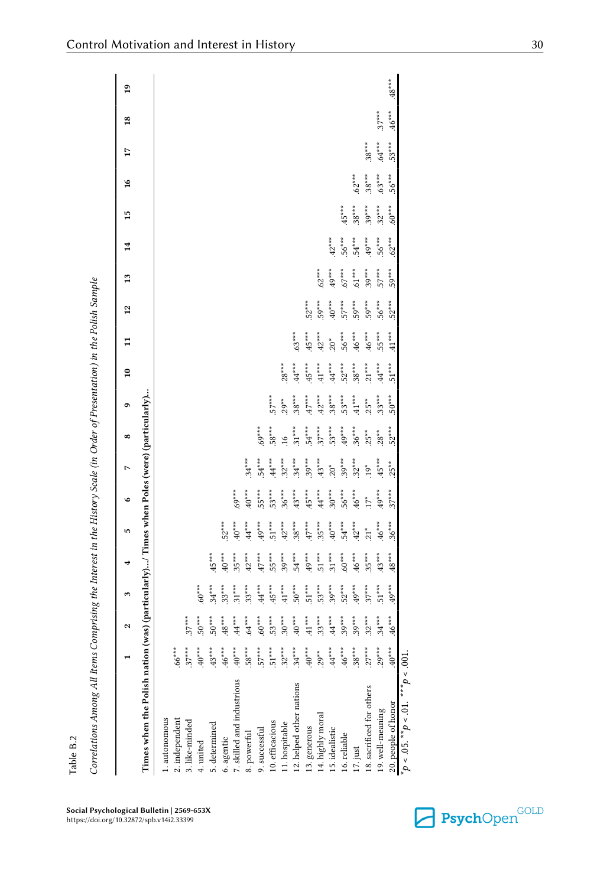Table B.2

*Correlations Among All Items Comprising the Interest in History Scale (in Order of Presentation) in the Polish Sample*

| | 1 | 2 | 3 | 4 | 5 | 6 | 7 | 8 | 9 | 10 | 11 | 12 | 13 | 14 | 15 | 16 | 17 | 18 | 19 |
|---|---|---|---|---|---|---|---|---|---|---|---|---|---|---|---|---|---|---|---|
| **Times when the Polish nation (was) (particularly).../ Times when Poles (were) (particularly)...** | | | | | | | | | | | | | | | | | | | |
| 1. autonomous | | | | | | | | | | | | | | | | | | | |
| 2. independent | .66$^{***}$ | | | | | | | | | | | | | | | | | | |
| 3. like-minded | .37$^{***}$ | .37$^{***}$ | | | | | | | | | | | | | | | | | |
| 4. united | .40$^{***}$ | .50$^{***}$ | .60$^{***}$ | | | | | | | | | | | | | | | | |
| 5. determined | .43$^{***}$ | .50$^{***}$ | .34$^{***}$ | .45$^{***}$ | | | | | | | | | | | | | | | |
| 6. agentic | .46$^{***}$ | .48$^{***}$ | .33$^{***}$ | .40$^{***}$ | .52$^{***}$ | | | | | | | | | | | | | | |
| 7. skilled and industrious | .40$^{***}$ | .44$^{***}$ | .31$^{***}$ | .35$^{***}$ | .40$^{***}$ | .69$^{***}$ | | | | | | | | | | | | | |
| 8. powerful | .58$^{***}$ | .64$^{***}$ | .33$^{***}$ | .42$^{***}$ | .44$^{***}$ | .40$^{***}$ | .34$^{***}$ | | | | | | | | | | | | |
| 9. successful | .57$^{***}$ | .60$^{***}$ | .44$^{***}$ | .47$^{***}$ | .49$^{***}$ | .55$^{***}$ | .54$^{***}$ | .69$^{***}$ | | | | | | | | | | | |
| 10. efficacious | .51$^{***}$ | .53$^{***}$ | .45$^{***}$ | .55$^{***}$ | .51$^{***}$ | .53$^{***}$ | .44$^{***}$ | .58$^{***}$ | .57$^{***}$ | | | | | | | | | | |
| 11. hospitable | .32$^{***}$ | .30$^{***}$ | .41$^{***}$ | .39$^{***}$ | .42$^{***}$ | .36$^{***}$ | .32$^{***}$ | .16 | .29$^{**}$ | .28$^{***}$ | | | | | | | | | |
| 12. helped other nations | .34$^{***}$ | .40$^{***}$ | .50$^{***}$ | .54$^{***}$ | .38$^{***}$ | .43$^{***}$ | .34$^{***}$ | .31$^{***}$ | .38$^{***}$ | .44$^{***}$ | .63$^{***}$ | | | | | | | | |
| 13. generous | .40$^{***}$ | .41$^{***}$ | .51$^{***}$ | .49$^{***}$ | .47$^{***}$ | .45$^{***}$ | .39$^{***}$ | .54$^{***}$ | .47$^{***}$ | .45$^{***}$ | .45$^{***}$ | .52$^{***}$ | | | | | | | |
| 14. highly moral | .29$^{**}$ | .33$^{***}$ | .53$^{***}$ | .51$^{***}$ | .35$^{***}$ | .44$^{***}$ | .43$^{***}$ | .37$^{***}$ | .42$^{***}$ | .41$^{***}$ | .42$^{***}$ | .59$^{***}$ | .62$^{***}$ | | | | | | |
| 15. idealistic | .44$^{***}$ | .44$^{***}$ | .39$^{***}$ | .31$^{***}$ | .40$^{***}$ | .30$^{***}$ | .20$^{*}$ | .53$^{***}$ | .38$^{***}$ | .44$^{***}$ | .20$^{*}$ | .40$^{***}$ | .49$^{***}$ | .42$^{***}$ | | | | | |
| 16. reliable | .46$^{***}$ | .39$^{***}$ | .52$^{***}$ | .60$^{***}$ | .54$^{***}$ | .56$^{***}$ | .39$^{***}$ | .49$^{***}$ | .53$^{***}$ | .52$^{***}$ | .56$^{***}$ | .57$^{***}$ | .67$^{***}$ | .56$^{***}$ | .45$^{***}$ | | | | |
| 17. just | .38$^{***}$ | .39$^{***}$ | .49$^{***}$ | .46$^{***}$ | .42$^{***}$ | .46$^{***}$ | .32$^{***}$ | .36$^{***}$ | .41$^{***}$ | .38$^{***}$ | .46$^{***}$ | .59$^{***}$ | .61$^{***}$ | .54$^{***}$ | .38$^{***}$ | .62$^{***}$ | | | |
| 18. sacrificed for others | .27$^{***}$ | .32$^{***}$ | .37$^{***}$ | .35$^{***}$ | .21$^{*}$ | .17$^{*}$ | .19$^{*}$ | .25$^{**}$ | .25$^{**}$ | .21$^{***}$ | .46$^{***}$ | .59$^{***}$ | .39$^{***}$ | .49$^{***}$ | .39$^{***}$ | .38$^{***}$ | .38$^{***}$ | | |
| 19. well-meaning | .29$^{***}$ | .34$^{***}$ | .51$^{***}$ | .43$^{***}$ | .46$^{***}$ | .49$^{***}$ | .45$^{***}$ | .28$^{**}$ | .33$^{***}$ | .44$^{***}$ | .55$^{***}$ | .56$^{***}$ | .57$^{***}$ | .56$^{***}$ | .32$^{***}$ | .63$^{***}$ | .64$^{***}$ | .37$^{***}$ | |
| 20. people of honor | .40$^{***}$ | .46$^{***}$ | .49$^{***}$ | .48$^{***}$ | .36$^{***}$ | .37$^{***}$ | .25$^{**}$ | .52$^{***}$ | .50$^{***}$ | .51$^{***}$ | .41$^{***}$ | .52$^{***}$ | .59$^{***}$ | .62$^{***}$ | .60$^{***}$ | .56$^{***}$ | .53$^{***}$ | .46$^{***}$ | .48$^{***}$ |

$^{*}p < .05$. $^{**}p < .01$. $^{***}p < .001$.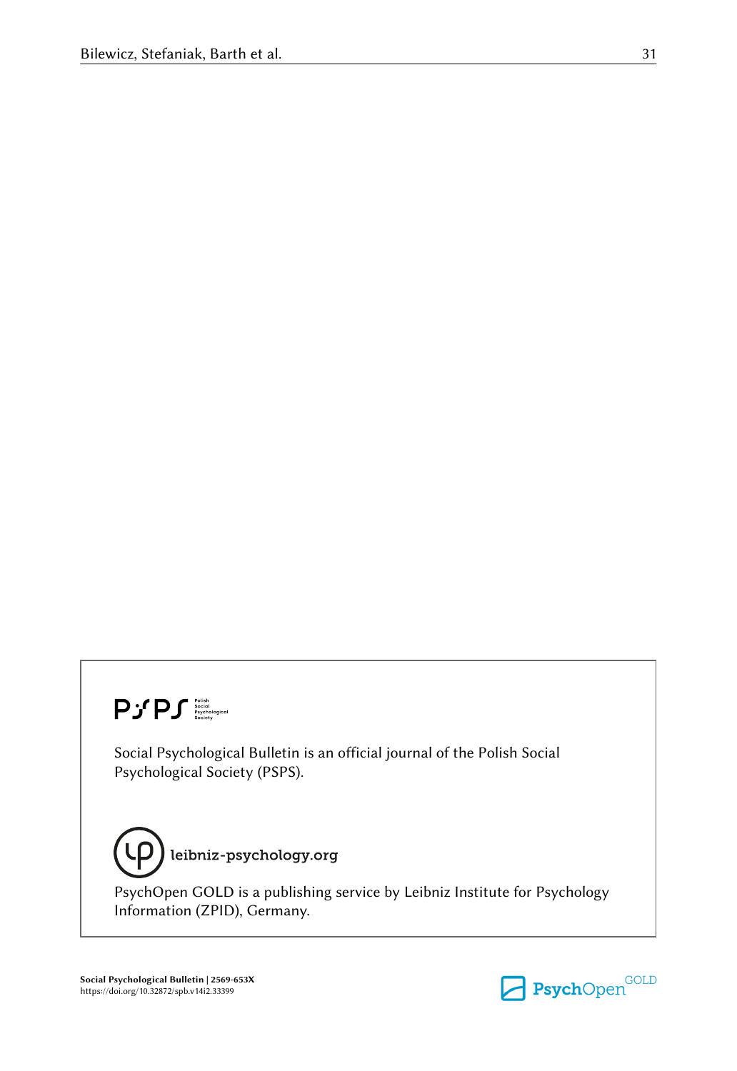Social Psychological Bulletin is an official journal of the Polish Social Psychological Society (PSPS).

leibniz-psychology.org

PsychOpen GOLD is a publishing service by Leibniz Institute for Psychology Information (ZPID), Germany.

Social Psychological Bulletin | 2569-653X
https://doi.org/10.32872/spb.v14i2.33399